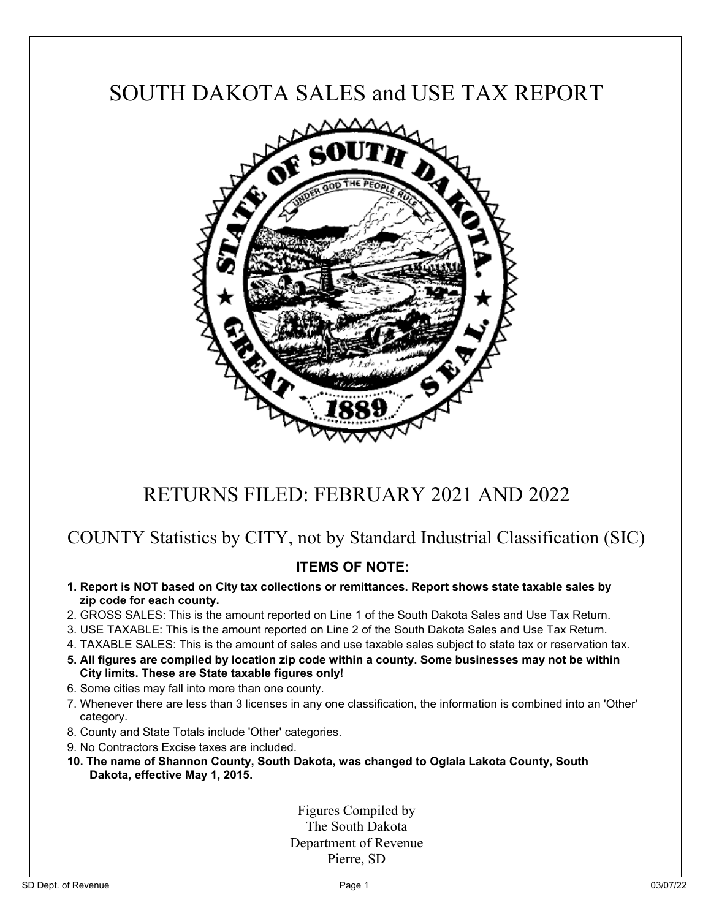# SOUTH DAKOTA SALES and USE TAX REPORT

## RETURNS FILED: FEBRUARY 2021 AND 2022

## COUNTY Statistics by CITY, not by Standard Industrial Classification (SIC)

### ITEMS OF NOTE:

1. **Report is NOT based on City tax collections or remittances. Report shows state taxable sales by zip code for each county.**
2. GROSS SALES: This is the amount reported on Line 1 of the South Dakota Sales and Use Tax Return.
3. USE TAXABLE: This is the amount reported on Line 2 of the South Dakota Sales and Use Tax Return.
4. TAXABLE SALES: This is the amount of sales and use taxable sales subject to state tax or reservation tax.
5. **All figures are compiled by location zip code within a county. Some businesses may not be within City limits. These are State taxable figures only!**
6. Some cities may fall into more than one county.
7. Whenever there are less than 3 licenses in any one classification, the information is combined into an 'Other' category.
8. County and State Totals include 'Other' categories.
9. No Contractors Excise taxes are included.
10. **The name of Shannon County, South Dakota, was changed to Oglala Lakota County, South Dakota, effective May 1, 2015.**

Figures Compiled by
The South Dakota
Department of Revenue
Pierre, SD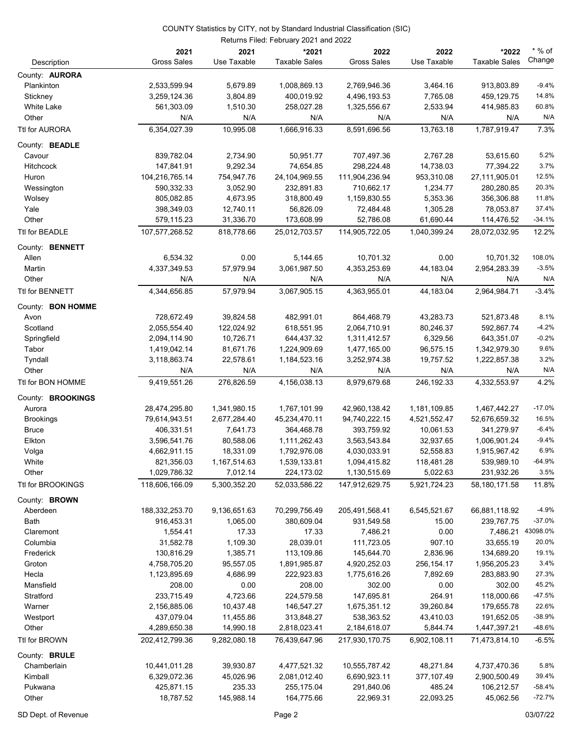COUNTY Statistics by CITY, not by Standard Industrial Classification (SIC)

Returns Filed: February 2021 and 2022

| Description | 2021 Gross Sales | 2021 Use Taxable | *2021 Taxable Sales | 2022 Gross Sales | 2022 Use Taxable | *2022 Taxable Sales | * % of Change |
|---|---|---|---|---|---|---|---|
| County: **AURORA** | | | | | | | |
| Plankinton | 2,533,599.94 | 5,679.89 | 1,008,869.13 | 2,769,946.36 | 3,464.16 | 913,803.89 | -9.4% |
| Stickney | 3,259,124.36 | 3,804.89 | 400,019.92 | 4,496,193.53 | 7,765.08 | 459,129.75 | 14.8% |
| White Lake | 561,303.09 | 1,510.30 | 258,027.28 | 1,325,556.67 | 2,533.94 | 414,985.83 | 60.8% |
| Other | N/A | N/A | N/A | N/A | N/A | N/A | N/A |
| Ttl for AURORA | 6,354,027.39 | 10,995.08 | 1,666,916.33 | 8,591,696.56 | 13,763.18 | 1,787,919.47 | 7.3% |
| County: **BEADLE** | | | | | | | |
| Cavour | 839,782.04 | 2,734.90 | 50,951.77 | 707,497.36 | 2,767.28 | 53,615.60 | 5.2% |
| Hitchcock | 147,841.91 | 9,292.34 | 74,654.85 | 298,224.48 | 14,738.03 | 77,394.22 | 3.7% |
| Huron | 104,216,765.14 | 754,947.76 | 24,104,969.55 | 111,904,236.94 | 953,310.08 | 27,111,905.01 | 12.5% |
| Wessington | 590,332.33 | 3,052.90 | 232,891.83 | 710,662.17 | 1,234.77 | 280,280.85 | 20.3% |
| Wolsey | 805,082.85 | 4,673.95 | 318,800.49 | 1,159,830.55 | 5,353.36 | 356,306.88 | 11.8% |
| Yale | 398,349.03 | 12,740.11 | 56,826.09 | 72,484.48 | 1,305.28 | 78,053.87 | 37.4% |
| Other | 579,115.23 | 31,336.70 | 173,608.99 | 52,786.08 | 61,690.44 | 114,476.52 | -34.1% |
| Ttl for BEADLE | 107,577,268.52 | 818,778.66 | 25,012,703.57 | 114,905,722.05 | 1,040,399.24 | 28,072,032.95 | 12.2% |
| County: **BENNETT** | | | | | | | |
| Allen | 6,534.32 | 0.00 | 5,144.65 | 10,701.32 | 0.00 | 10,701.32 | 108.0% |
| Martin | 4,337,349.53 | 57,979.94 | 3,061,987.50 | 4,353,253.69 | 44,183.04 | 2,954,283.39 | -3.5% |
| Other | N/A | N/A | N/A | N/A | N/A | N/A | N/A |
| Ttl for BENNETT | 4,344,656.85 | 57,979.94 | 3,067,905.15 | 4,363,955.01 | 44,183.04 | 2,964,984.71 | -3.4% |
| County: **BON HOMME** | | | | | | | |
| Avon | 728,672.49 | 39,824.58 | 482,991.01 | 864,468.79 | 43,283.73 | 521,873.48 | 8.1% |
| Scotland | 2,055,554.40 | 122,024.92 | 618,551.95 | 2,064,710.91 | 80,246.37 | 592,867.74 | -4.2% |
| Springfield | 2,094,114.90 | 10,726.71 | 644,437.32 | 1,311,412.57 | 6,329.56 | 643,351.07 | -0.2% |
| Tabor | 1,419,042.14 | 81,671.76 | 1,224,909.69 | 1,477,165.00 | 96,575.15 | 1,342,979.30 | 9.6% |
| Tyndall | 3,118,863.74 | 22,578.61 | 1,184,523.16 | 3,252,974.38 | 19,757.52 | 1,222,857.38 | 3.2% |
| Other | N/A | N/A | N/A | N/A | N/A | N/A | N/A |
| Ttl for BON HOMME | 9,419,551.26 | 276,826.59 | 4,156,038.13 | 8,979,679.68 | 246,192.33 | 4,332,553.97 | 4.2% |
| County: **BROOKINGS** | | | | | | | |
| Aurora | 28,474,295.80 | 1,341,980.15 | 1,767,101.99 | 42,960,138.42 | 1,181,109.85 | 1,467,442.27 | -17.0% |
| Brookings | 79,614,943.51 | 2,677,284.40 | 45,234,470.11 | 94,740,222.15 | 4,521,552.47 | 52,676,659.32 | 16.5% |
| Bruce | 406,331.51 | 7,641.73 | 364,468.78 | 393,759.92 | 10,061.53 | 341,279.97 | -6.4% |
| Elkton | 3,596,541.76 | 80,588.06 | 1,111,262.43 | 3,563,543.84 | 32,937.65 | 1,006,901.24 | -9.4% |
| Volga | 4,662,911.15 | 18,331.09 | 1,792,976.08 | 4,030,033.91 | 52,558.83 | 1,915,967.42 | 6.9% |
| White | 821,356.03 | 1,167,514.63 | 1,539,133.81 | 1,094,415.82 | 118,481.28 | 539,989.10 | -64.9% |
| Other | 1,029,786.32 | 7,012.14 | 224,173.02 | 1,130,515.69 | 5,022.63 | 231,932.26 | 3.5% |
| Ttl for BROOKINGS | 118,606,166.09 | 5,300,352.20 | 52,033,586.22 | 147,912,629.75 | 5,921,724.23 | 58,180,171.58 | 11.8% |
| County: **BROWN** | | | | | | | |
| Aberdeen | 188,332,253.70 | 9,136,651.63 | 70,299,756.49 | 205,491,568.41 | 6,545,521.67 | 66,881,118.92 | -4.9% |
| Bath | 916,453.31 | 1,065.00 | 380,609.04 | 931,549.58 | 15.00 | 239,767.75 | -37.0% |
| Claremont | 1,554.41 | 17.33 | 17.33 | 7,486.21 | 0.00 | 7,486.21 | 43098.0% |
| Columbia | 31,582.78 | 1,109.30 | 28,039.01 | 111,723.05 | 907.10 | 33,655.19 | 20.0% |
| Frederick | 130,816.29 | 1,385.71 | 113,109.86 | 145,644.70 | 2,836.96 | 134,689.20 | 19.1% |
| Groton | 4,758,705.20 | 95,557.05 | 1,891,985.87 | 4,920,252.03 | 256,154.17 | 1,956,205.23 | 3.4% |
| Hecla | 1,123,895.69 | 4,686.99 | 222,923.83 | 1,775,616.26 | 7,892.69 | 283,883.90 | 27.3% |
| Mansfield | 208.00 | 0.00 | 208.00 | 302.00 | 0.00 | 302.00 | 45.2% |
| Stratford | 233,715.49 | 4,723.66 | 224,579.58 | 147,695.81 | 264.91 | 118,000.66 | -47.5% |
| Warner | 2,156,885.06 | 10,437.48 | 146,547.27 | 1,675,351.12 | 39,260.84 | 179,655.78 | 22.6% |
| Westport | 437,079.04 | 11,455.86 | 313,848.27 | 538,363.52 | 43,410.03 | 191,652.05 | -38.9% |
| Other | 4,289,650.38 | 14,990.18 | 2,818,023.41 | 2,184,618.07 | 5,844.74 | 1,447,397.21 | -48.6% |
| Ttl for BROWN | 202,412,799.36 | 9,282,080.18 | 76,439,647.96 | 217,930,170.75 | 6,902,108.11 | 71,473,814.10 | -6.5% |
| County: **BRULE** | | | | | | | |
| Chamberlain | 10,441,011.28 | 39,930.87 | 4,477,521.32 | 10,555,787.42 | 48,271.84 | 4,737,470.36 | 5.8% |
| Kimball | 6,329,072.36 | 45,026.96 | 2,081,012.40 | 6,690,923.11 | 377,107.49 | 2,900,500.49 | 39.4% |
| Pukwana | 425,871.15 | 235.33 | 255,175.04 | 291,840.06 | 485.24 | 106,212.57 | -58.4% |
| Other | 18,787.52 | 145,988.14 | 164,775.66 | 22,969.31 | 22,093.25 | 45,062.56 | -72.7% |

SD Dept. of Revenue 03/07/22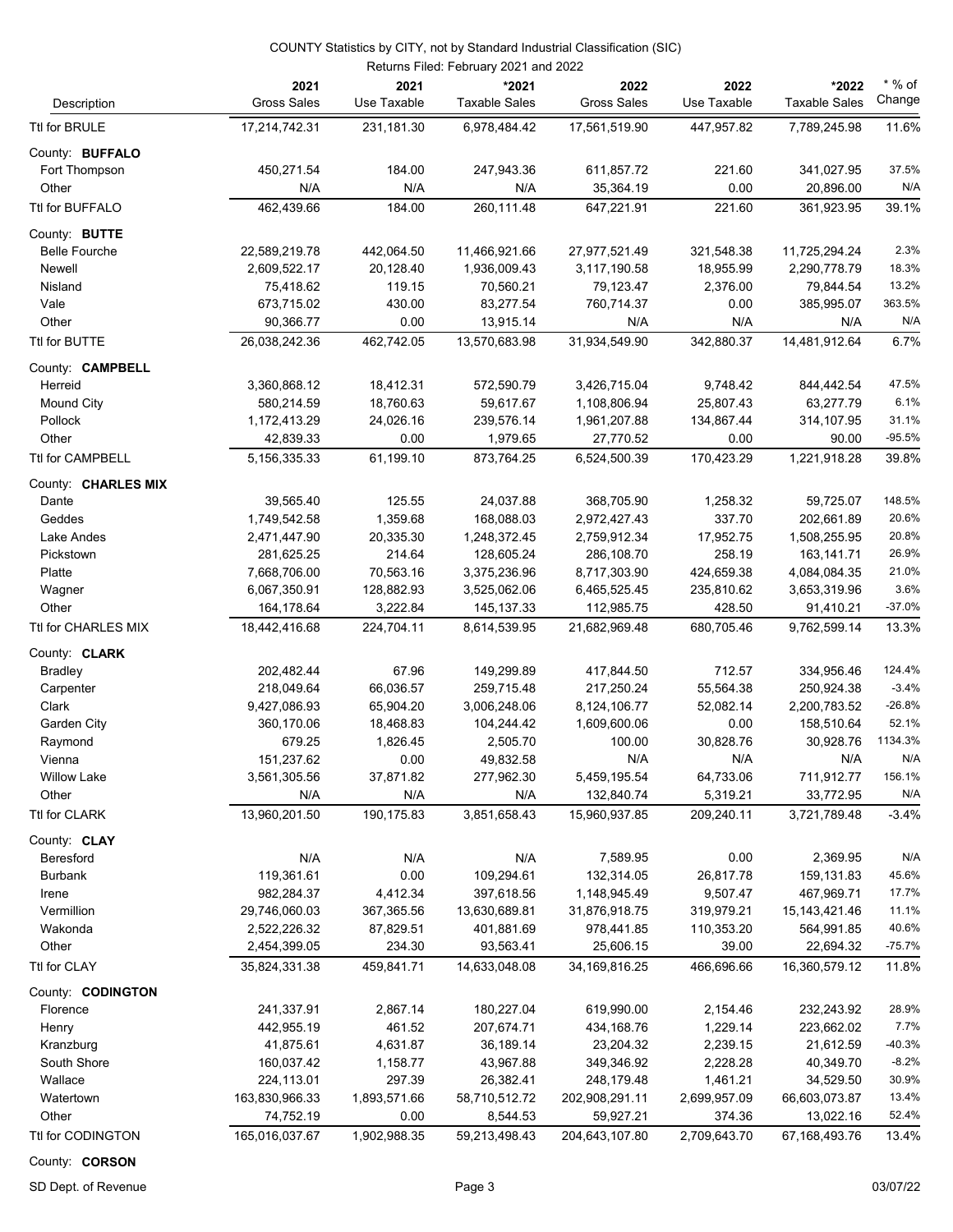COUNTY Statistics by CITY, not by Standard Industrial Classification (SIC)

Returns Filed: February 2021 and 2022

| Description | 2021 Gross Sales | 2021 Use Taxable | *2021 Taxable Sales | 2022 Gross Sales | 2022 Use Taxable | *2022 Taxable Sales | * % of Change |
|---|---|---|---|---|---|---|---|
| Ttl for BRULE | 17,214,742.31 | 231,181.30 | 6,978,484.42 | 17,561,519.90 | 447,957.82 | 7,789,245.98 | 11.6% |
| County: **BUFFALO** | | | | | | | |
| Fort Thompson | 450,271.54 | 184.00 | 247,943.36 | 611,857.72 | 221.60 | 341,027.95 | 37.5% |
| Other | N/A | N/A | N/A | 35,364.19 | 0.00 | 20,896.00 | N/A |
| Ttl for BUFFALO | 462,439.66 | 184.00 | 260,111.48 | 647,221.91 | 221.60 | 361,923.95 | 39.1% |
| County: **BUTTE** | | | | | | | |
| Belle Fourche | 22,589,219.78 | 442,064.50 | 11,466,921.66 | 27,977,521.49 | 321,548.38 | 11,725,294.24 | 2.3% |
| Newell | 2,609,522.17 | 20,128.40 | 1,936,009.43 | 3,117,190.58 | 18,955.99 | 2,290,778.79 | 18.3% |
| Nisland | 75,418.62 | 119.15 | 70,560.21 | 79,123.47 | 2,376.00 | 79,844.54 | 13.2% |
| Vale | 673,715.02 | 430.00 | 83,277.54 | 760,714.37 | 0.00 | 385,995.07 | 363.5% |
| Other | 90,366.77 | 0.00 | 13,915.14 | N/A | N/A | N/A | N/A |
| Ttl for BUTTE | 26,038,242.36 | 462,742.05 | 13,570,683.98 | 31,934,549.90 | 342,880.37 | 14,481,912.64 | 6.7% |
| County: **CAMPBELL** | | | | | | | |
| Herreid | 3,360,868.12 | 18,412.31 | 572,590.79 | 3,426,715.04 | 9,748.42 | 844,442.54 | 47.5% |
| Mound City | 580,214.59 | 18,760.63 | 59,617.67 | 1,108,806.94 | 25,807.43 | 63,277.79 | 6.1% |
| Pollock | 1,172,413.29 | 24,026.16 | 239,576.14 | 1,961,207.88 | 134,867.44 | 314,107.95 | 31.1% |
| Other | 42,839.33 | 0.00 | 1,979.65 | 27,770.52 | 0.00 | 90.00 | -95.5% |
| Ttl for CAMPBELL | 5,156,335.33 | 61,199.10 | 873,764.25 | 6,524,500.39 | 170,423.29 | 1,221,918.28 | 39.8% |
| County: **CHARLES MIX** | | | | | | | |
| Dante | 39,565.40 | 125.55 | 24,037.88 | 368,705.90 | 1,258.32 | 59,725.07 | 148.5% |
| Geddes | 1,749,542.58 | 1,359.68 | 168,088.03 | 2,972,427.43 | 337.70 | 202,661.89 | 20.6% |
| Lake Andes | 2,471,447.90 | 20,335.30 | 1,248,372.45 | 2,759,912.34 | 17,952.75 | 1,508,255.95 | 20.8% |
| Pickstown | 281,625.25 | 214.64 | 128,605.24 | 286,108.70 | 258.19 | 163,141.71 | 26.9% |
| Platte | 7,668,706.00 | 70,563.16 | 3,375,236.96 | 8,717,303.90 | 424,659.38 | 4,084,084.35 | 21.0% |
| Wagner | 6,067,350.91 | 128,882.93 | 3,525,062.06 | 6,465,525.45 | 235,810.62 | 3,653,319.96 | 3.6% |
| Other | 164,178.64 | 3,222.84 | 145,137.33 | 112,985.75 | 428.50 | 91,410.21 | -37.0% |
| Ttl for CHARLES MIX | 18,442,416.68 | 224,704.11 | 8,614,539.95 | 21,682,969.48 | 680,705.46 | 9,762,599.14 | 13.3% |
| County: **CLARK** | | | | | | | |
| Bradley | 202,482.44 | 67.96 | 149,299.89 | 417,844.50 | 712.57 | 334,956.46 | 124.4% |
| Carpenter | 218,049.64 | 66,036.57 | 259,715.48 | 217,250.24 | 55,564.38 | 250,924.38 | -3.4% |
| Clark | 9,427,086.93 | 65,904.20 | 3,006,248.06 | 8,124,106.77 | 52,082.14 | 2,200,783.52 | -26.8% |
| Garden City | 360,170.06 | 18,468.83 | 104,244.42 | 1,609,600.06 | 0.00 | 158,510.64 | 52.1% |
| Raymond | 679.25 | 1,826.45 | 2,505.70 | 100.00 | 30,828.76 | 30,928.76 | 1134.3% |
| Vienna | 151,237.62 | 0.00 | 49,832.58 | N/A | N/A | N/A | N/A |
| Willow Lake | 3,561,305.56 | 37,871.82 | 277,962.30 | 5,459,195.54 | 64,733.06 | 711,912.77 | 156.1% |
| Other | N/A | N/A | N/A | 132,840.74 | 5,319.21 | 33,772.95 | N/A |
| Ttl for CLARK | 13,960,201.50 | 190,175.83 | 3,851,658.43 | 15,960,937.85 | 209,240.11 | 3,721,789.48 | -3.4% |
| County: **CLAY** | | | | | | | |
| Beresford | N/A | N/A | N/A | 7,589.95 | 0.00 | 2,369.95 | N/A |
| Burbank | 119,361.61 | 0.00 | 109,294.61 | 132,314.05 | 26,817.78 | 159,131.83 | 45.6% |
| Irene | 982,284.37 | 4,412.34 | 397,618.56 | 1,148,945.49 | 9,507.47 | 467,969.71 | 17.7% |
| Vermillion | 29,746,060.03 | 367,365.56 | 13,630,689.81 | 31,876,918.75 | 319,979.21 | 15,143,421.46 | 11.1% |
| Wakonda | 2,522,226.32 | 87,829.51 | 401,881.69 | 978,441.85 | 110,353.20 | 564,991.85 | 40.6% |
| Other | 2,454,399.05 | 234.30 | 93,563.41 | 25,606.15 | 39.00 | 22,694.32 | -75.7% |
| Ttl for CLAY | 35,824,331.38 | 459,841.71 | 14,633,048.08 | 34,169,816.25 | 466,696.66 | 16,360,579.12 | 11.8% |
| County: **CODINGTON** | | | | | | | |
| Florence | 241,337.91 | 2,867.14 | 180,227.04 | 619,990.00 | 2,154.46 | 232,243.92 | 28.9% |
| Henry | 442,955.19 | 461.52 | 207,674.71 | 434,168.76 | 1,229.14 | 223,662.02 | 7.7% |
| Kranzburg | 41,875.61 | 4,631.87 | 36,189.14 | 23,204.32 | 2,239.15 | 21,612.59 | -40.3% |
| South Shore | 160,037.42 | 1,158.77 | 43,967.88 | 349,346.92 | 2,228.28 | 40,349.70 | -8.2% |
| Wallace | 224,113.01 | 297.39 | 26,382.41 | 248,179.48 | 1,461.21 | 34,529.50 | 30.9% |
| Watertown | 163,830,966.33 | 1,893,571.66 | 58,710,512.72 | 202,908,291.11 | 2,699,957.09 | 66,603,073.87 | 13.4% |
| Other | 74,752.19 | 0.00 | 8,544.53 | 59,927.21 | 374.36 | 13,022.16 | 52.4% |
| Ttl for CODINGTON | 165,016,037.67 | 1,902,988.35 | 59,213,498.43 | 204,643,107.80 | 2,709,643.70 | 67,168,493.76 | 13.4% |
| County: **CORSON** | | | | | | | |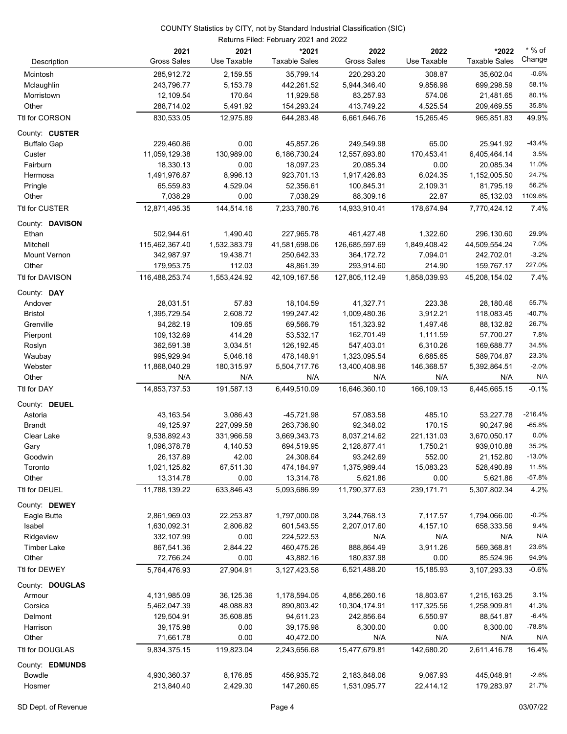COUNTY Statistics by CITY, not by Standard Industrial Classification (SIC)

Returns Filed: February 2021 and 2022

| Description | 2021 Gross Sales | 2021 Use Taxable | *2021 Taxable Sales | 2022 Gross Sales | 2022 Use Taxable | *2022 Taxable Sales | * % of Change |
|---|---|---|---|---|---|---|---|
| Mcintosh | 285,912.72 | 2,159.55 | 35,799.14 | 220,293.20 | 308.87 | 35,602.04 | -0.6% |
| Mclaughlin | 243,796.77 | 5,153.79 | 442,261.52 | 5,944,346.40 | 9,856.98 | 699,298.59 | 58.1% |
| Morristown | 12,109.54 | 170.64 | 11,929.58 | 83,257.93 | 574.06 | 21,481.65 | 80.1% |
| Other | 288,714.02 | 5,491.92 | 154,293.24 | 413,749.22 | 4,525.54 | 209,469.55 | 35.8% |
| Ttl for CORSON | 830,533.05 | 12,975.89 | 644,283.48 | 6,661,646.76 | 15,265.45 | 965,851.83 | 49.9% |
| County: **CUSTER** | | | | | | | |
| Buffalo Gap | 229,460.86 | 0.00 | 45,857.26 | 249,549.98 | 65.00 | 25,941.92 | -43.4% |
| Custer | 11,059,129.38 | 130,989.00 | 6,186,730.24 | 12,557,693.80 | 170,453.41 | 6,405,464.14 | 3.5% |
| Fairburn | 18,330.13 | 0.00 | 18,097.23 | 20,085.34 | 0.00 | 20,085.34 | 11.0% |
| Hermosa | 1,491,976.87 | 8,996.13 | 923,701.13 | 1,917,426.83 | 6,024.35 | 1,152,005.50 | 24.7% |
| Pringle | 65,559.83 | 4,529.04 | 52,356.61 | 100,845.31 | 2,109.31 | 81,795.19 | 56.2% |
| Other | 7,038.29 | 0.00 | 7,038.29 | 88,309.16 | 22.87 | 85,132.03 | 1109.6% |
| Ttl for CUSTER | 12,871,495.35 | 144,514.16 | 7,233,780.76 | 14,933,910.41 | 178,674.94 | 7,770,424.12 | 7.4% |
| County: **DAVISON** | | | | | | | |
| Ethan | 502,944.61 | 1,490.40 | 227,965.78 | 461,427.48 | 1,322.60 | 296,130.60 | 29.9% |
| Mitchell | 115,462,367.40 | 1,532,383.79 | 41,581,698.06 | 126,685,597.69 | 1,849,408.42 | 44,509,554.24 | 7.0% |
| Mount Vernon | 342,987.97 | 19,438.71 | 250,642.33 | 364,172.72 | 7,094.01 | 242,702.01 | -3.2% |
| Other | 179,953.75 | 112.03 | 48,861.39 | 293,914.60 | 214.90 | 159,767.17 | 227.0% |
| Ttl for DAVISON | 116,488,253.74 | 1,553,424.92 | 42,109,167.56 | 127,805,112.49 | 1,858,039.93 | 45,208,154.02 | 7.4% |
| County: **DAY** | | | | | | | |
| Andover | 28,031.51 | 57.83 | 18,104.59 | 41,327.71 | 223.38 | 28,180.46 | 55.7% |
| Bristol | 1,395,729.54 | 2,608.72 | 199,247.42 | 1,009,480.36 | 3,912.21 | 118,083.45 | -40.7% |
| Grenville | 94,282.19 | 109.65 | 69,566.79 | 151,323.92 | 1,497.46 | 88,132.82 | 26.7% |
| Pierpont | 109,132.69 | 414.28 | 53,532.17 | 162,701.49 | 1,111.59 | 57,700.27 | 7.8% |
| Roslyn | 362,591.38 | 3,034.51 | 126,192.45 | 547,403.01 | 6,310.26 | 169,688.77 | 34.5% |
| Waubay | 995,929.94 | 5,046.16 | 478,148.91 | 1,323,095.54 | 6,685.65 | 589,704.87 | 23.3% |
| Webster | 11,868,040.29 | 180,315.97 | 5,504,717.76 | 13,400,408.96 | 146,368.57 | 5,392,864.51 | -2.0% |
| Other | N/A | N/A | N/A | N/A | N/A | N/A | N/A |
| Ttl for DAY | 14,853,737.53 | 191,587.13 | 6,449,510.09 | 16,646,360.10 | 166,109.13 | 6,445,665.15 | -0.1% |
| County: **DEUEL** | | | | | | | |
| Astoria | 43,163.54 | 3,086.43 | -45,721.98 | 57,083.58 | 485.10 | 53,227.78 | -216.4% |
| Brandt | 49,125.97 | 227,099.58 | 263,736.90 | 92,348.02 | 170.15 | 90,247.96 | -65.8% |
| Clear Lake | 9,538,892.43 | 331,966.59 | 3,669,343.73 | 8,037,214.62 | 221,131.03 | 3,670,050.17 | 0.0% |
| Gary | 1,096,378.78 | 4,140.53 | 694,519.95 | 2,128,877.41 | 1,750.21 | 939,010.88 | 35.2% |
| Goodwin | 26,137.89 | 42.00 | 24,308.64 | 93,242.69 | 552.00 | 21,152.80 | -13.0% |
| Toronto | 1,021,125.82 | 67,511.30 | 474,184.97 | 1,375,989.44 | 15,083.23 | 528,490.89 | 11.5% |
| Other | 13,314.78 | 0.00 | 13,314.78 | 5,621.86 | 0.00 | 5,621.86 | -57.8% |
| Ttl for DEUEL | 11,788,139.22 | 633,846.43 | 5,093,686.99 | 11,790,377.63 | 239,171.71 | 5,307,802.34 | 4.2% |
| County: **DEWEY** | | | | | | | |
| Eagle Butte | 2,861,969.03 | 22,253.87 | 1,797,000.08 | 3,244,768.13 | 7,117.57 | 1,794,066.00 | -0.2% |
| Isabel | 1,630,092.31 | 2,806.82 | 601,543.55 | 2,207,017.60 | 4,157.10 | 658,333.56 | 9.4% |
| Ridgeview | 332,107.99 | 0.00 | 224,522.53 | N/A | N/A | N/A | N/A |
| Timber Lake | 867,541.36 | 2,844.22 | 460,475.26 | 888,864.49 | 3,911.26 | 569,368.81 | 23.6% |
| Other | 72,766.24 | 0.00 | 43,882.16 | 180,837.98 | 0.00 | 85,524.96 | 94.9% |
| Ttl for DEWEY | 5,764,476.93 | 27,904.91 | 3,127,423.58 | 6,521,488.20 | 15,185.93 | 3,107,293.33 | -0.6% |
| County: **DOUGLAS** | | | | | | | |
| Armour | 4,131,985.09 | 36,125.36 | 1,178,594.05 | 4,856,260.16 | 18,803.67 | 1,215,163.25 | 3.1% |
| Corsica | 5,462,047.39 | 48,088.83 | 890,803.42 | 10,304,174.91 | 117,325.56 | 1,258,909.81 | 41.3% |
| Delmont | 129,504.91 | 35,608.85 | 94,611.23 | 242,856.64 | 6,550.97 | 88,541.87 | -6.4% |
| Harrison | 39,175.98 | 0.00 | 39,175.98 | 8,300.00 | 0.00 | 8,300.00 | -78.8% |
| Other | 71,661.78 | 0.00 | 40,472.00 | N/A | N/A | N/A | N/A |
| Ttl for DOUGLAS | 9,834,375.15 | 119,823.04 | 2,243,656.68 | 15,477,679.81 | 142,680.20 | 2,611,416.78 | 16.4% |
| County: **EDMUNDS** | | | | | | | |
| Bowdle | 4,930,360.37 | 8,176.85 | 456,935.72 | 2,183,848.06 | 9,067.93 | 445,048.91 | -2.6% |
| Hosmer | 213,840.40 | 2,429.30 | 147,260.65 | 1,531,095.77 | 22,414.12 | 179,283.97 | 21.7% |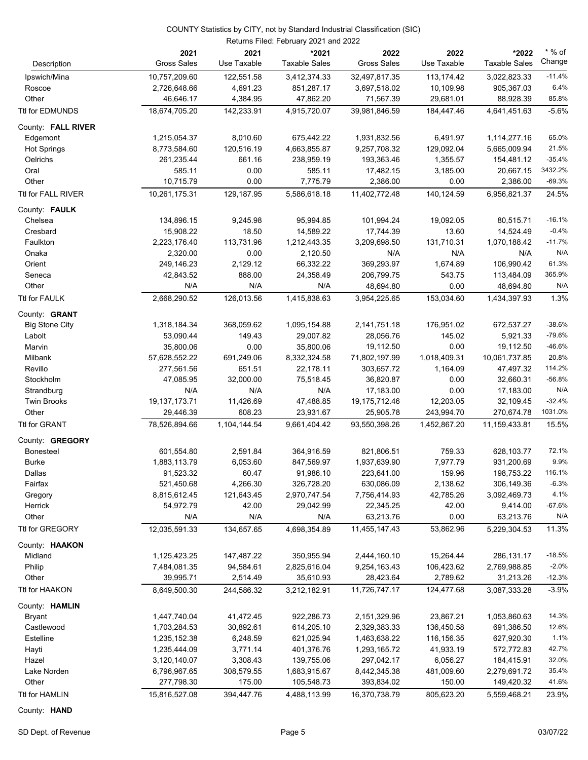COUNTY Statistics by CITY, not by Standard Industrial Classification (SIC)

Returns Filed: February 2021 and 2022

| Description | 2021 Gross Sales | 2021 Use Taxable | *2021 Taxable Sales | 2022 Gross Sales | 2022 Use Taxable | *2022 Taxable Sales | * % of Change |
|---|---|---|---|---|---|---|---|
| Ipswich/Mina | 10,757,209.60 | 122,551.58 | 3,412,374.33 | 32,497,817.35 | 113,174.42 | 3,022,823.33 | -11.4% |
| Roscoe | 2,726,648.66 | 4,691.23 | 851,287.17 | 3,697,518.02 | 10,109.98 | 905,367.03 | 6.4% |
| Other | 46,646.17 | 4,384.95 | 47,862.20 | 71,567.39 | 29,681.01 | 88,928.39 | 85.8% |
| Ttl for EDMUNDS | 18,674,705.20 | 142,233.91 | 4,915,720.07 | 39,981,846.59 | 184,447.46 | 4,641,451.63 | -5.6% |
| County: **FALL RIVER** | | | | | | | |
| Edgemont | 1,215,054.37 | 8,010.60 | 675,442.22 | 1,931,832.56 | 6,491.97 | 1,114,277.16 | 65.0% |
| Hot Springs | 8,773,584.60 | 120,516.19 | 4,663,855.87 | 9,257,708.32 | 129,092.04 | 5,665,009.94 | 21.5% |
| Oelrichs | 261,235.44 | 661.16 | 238,959.19 | 193,363.46 | 1,355.57 | 154,481.12 | -35.4% |
| Oral | 585.11 | 0.00 | 585.11 | 17,482.15 | 3,185.00 | 20,667.15 | 3432.2% |
| Other | 10,715.79 | 0.00 | 7,775.79 | 2,386.00 | 0.00 | 2,386.00 | -69.3% |
| Ttl for FALL RIVER | 10,261,175.31 | 129,187.95 | 5,586,618.18 | 11,402,772.48 | 140,124.59 | 6,956,821.37 | 24.5% |
| County: **FAULK** | | | | | | | |
| Chelsea | 134,896.15 | 9,245.98 | 95,994.85 | 101,994.24 | 19,092.05 | 80,515.71 | -16.1% |
| Cresbard | 15,908.22 | 18.50 | 14,589.22 | 17,744.39 | 13.60 | 14,524.49 | -0.4% |
| Faulkton | 2,223,176.40 | 113,731.96 | 1,212,443.35 | 3,209,698.50 | 131,710.31 | 1,070,188.42 | -11.7% |
| Onaka | 2,320.00 | 0.00 | 2,120.50 | N/A | N/A | N/A | N/A |
| Orient | 249,146.23 | 2,129.12 | 66,332.22 | 369,293.97 | 1,674.89 | 106,990.42 | 61.3% |
| Seneca | 42,843.52 | 888.00 | 24,358.49 | 206,799.75 | 543.75 | 113,484.09 | 365.9% |
| Other | N/A | N/A | N/A | 48,694.80 | 0.00 | 48,694.80 | N/A |
| Ttl for FAULK | 2,668,290.52 | 126,013.56 | 1,415,838.63 | 3,954,225.65 | 153,034.60 | 1,434,397.93 | 1.3% |
| County: **GRANT** | | | | | | | |
| Big Stone City | 1,318,184.34 | 368,059.62 | 1,095,154.88 | 2,141,751.18 | 176,951.02 | 672,537.27 | -38.6% |
| Labolt | 53,090.44 | 149.43 | 29,007.82 | 28,056.76 | 145.02 | 5,921.33 | -79.6% |
| Marvin | 35,800.06 | 0.00 | 35,800.06 | 19,112.50 | 0.00 | 19,112.50 | -46.6% |
| Milbank | 57,628,552.22 | 691,249.06 | 8,332,324.58 | 71,802,197.99 | 1,018,409.31 | 10,061,737.85 | 20.8% |
| Revillo | 277,561.56 | 651.51 | 22,178.11 | 303,657.72 | 1,164.09 | 47,497.32 | 114.2% |
| Stockholm | 47,085.95 | 32,000.00 | 75,518.45 | 36,820.87 | 0.00 | 32,660.31 | -56.8% |
| Strandburg | N/A | N/A | N/A | 17,183.00 | 0.00 | 17,183.00 | N/A |
| Twin Brooks | 19,137,173.71 | 11,426.69 | 47,488.85 | 19,175,712.46 | 12,203.05 | 32,109.45 | -32.4% |
| Other | 29,446.39 | 608.23 | 23,931.67 | 25,905.78 | 243,994.70 | 270,674.78 | 1031.0% |
| Ttl for GRANT | 78,526,894.66 | 1,104,144.54 | 9,661,404.42 | 93,550,398.26 | 1,452,867.20 | 11,159,433.81 | 15.5% |
| County: **GREGORY** | | | | | | | |
| Bonesteel | 601,554.80 | 2,591.84 | 364,916.59 | 821,806.51 | 759.33 | 628,103.77 | 72.1% |
| Burke | 1,883,113.79 | 6,053.60 | 847,569.97 | 1,937,639.90 | 7,977.79 | 931,200.69 | 9.9% |
| Dallas | 91,523.32 | 60.47 | 91,986.10 | 223,641.00 | 159.96 | 198,753.22 | 116.1% |
| Fairfax | 521,450.68 | 4,266.30 | 326,728.20 | 630,086.09 | 2,138.62 | 306,149.36 | -6.3% |
| Gregory | 8,815,612.45 | 121,643.45 | 2,970,747.54 | 7,756,414.93 | 42,785.26 | 3,092,469.73 | 4.1% |
| Herrick | 54,972.79 | 42.00 | 29,042.99 | 22,345.25 | 42.00 | 9,414.00 | -67.6% |
| Other | N/A | N/A | N/A | 63,213.76 | 0.00 | 63,213.76 | N/A |
| Ttl for GREGORY | 12,035,591.33 | 134,657.65 | 4,698,354.89 | 11,455,147.43 | 53,862.96 | 5,229,304.53 | 11.3% |
| County: **HAAKON** | | | | | | | |
| Midland | 1,125,423.25 | 147,487.22 | 350,955.94 | 2,444,160.10 | 15,264.44 | 286,131.17 | -18.5% |
| Philip | 7,484,081.35 | 94,584.61 | 2,825,616.04 | 9,254,163.43 | 106,423.62 | 2,769,988.85 | -2.0% |
| Other | 39,995.71 | 2,514.49 | 35,610.93 | 28,423.64 | 2,789.62 | 31,213.26 | -12.3% |
| Ttl for HAAKON | 8,649,500.30 | 244,586.32 | 3,212,182.91 | 11,726,747.17 | 124,477.68 | 3,087,333.28 | -3.9% |
| County: **HAMLIN** | | | | | | | |
| Bryant | 1,447,740.04 | 41,472.45 | 922,286.73 | 2,151,329.96 | 23,867.21 | 1,053,860.63 | 14.3% |
| Castlewood | 1,703,284.53 | 30,892.61 | 614,205.10 | 2,329,383.33 | 136,450.58 | 691,386.50 | 12.6% |
| Estelline | 1,235,152.38 | 6,248.59 | 621,025.94 | 1,463,638.22 | 116,156.35 | 627,920.30 | 1.1% |
| Hayti | 1,235,444.09 | 3,771.14 | 401,376.76 | 1,293,165.72 | 41,933.19 | 572,772.83 | 42.7% |
| Hazel | 3,120,140.07 | 3,308.43 | 139,755.06 | 297,042.17 | 6,056.27 | 184,415.91 | 32.0% |
| Lake Norden | 6,796,967.65 | 308,579.55 | 1,683,915.67 | 8,442,345.38 | 481,009.60 | 2,279,691.72 | 35.4% |
| Other | 277,798.30 | 175.00 | 105,548.73 | 393,834.02 | 150.00 | 149,420.32 | 41.6% |
| Ttl for HAMLIN | 15,816,527.08 | 394,447.76 | 4,488,113.99 | 16,370,738.79 | 805,623.20 | 5,559,468.21 | 23.9% |
| County: **HAND** | | | | | | | |

SD Dept. of Revenue — 03/07/22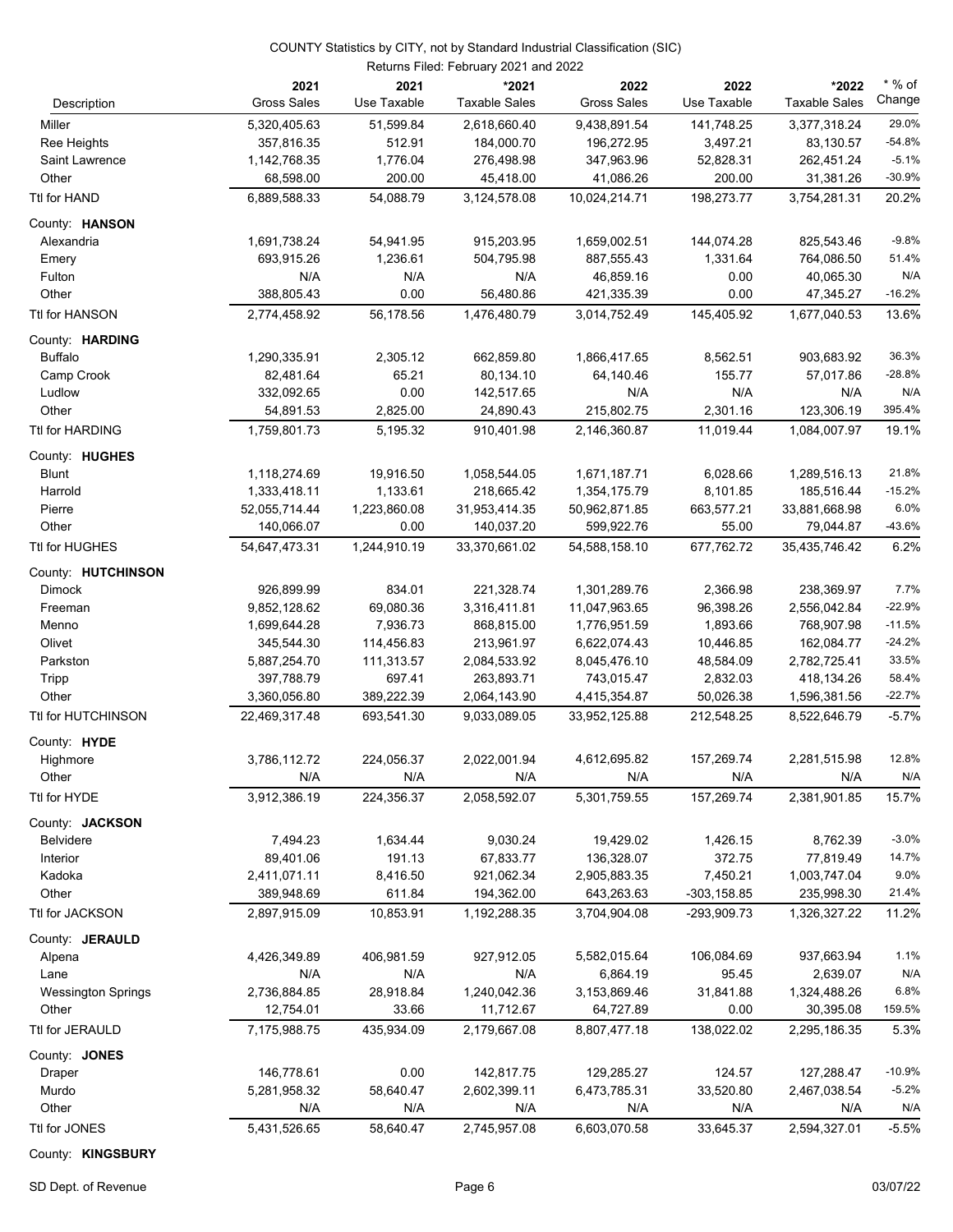COUNTY Statistics by CITY, not by Standard Industrial Classification (SIC)

Returns Filed: February 2021 and 2022

| Description | 2021 Gross Sales | 2021 Use Taxable | *2021 Taxable Sales | 2022 Gross Sales | 2022 Use Taxable | *2022 Taxable Sales | * % of Change |
|---|---|---|---|---|---|---|---|
| Miller | 5,320,405.63 | 51,599.84 | 2,618,660.40 | 9,438,891.54 | 141,748.25 | 3,377,318.24 | 29.0% |
| Ree Heights | 357,816.35 | 512.91 | 184,000.70 | 196,272.95 | 3,497.21 | 83,130.57 | -54.8% |
| Saint Lawrence | 1,142,768.35 | 1,776.04 | 276,498.98 | 347,963.96 | 52,828.31 | 262,451.24 | -5.1% |
| Other | 68,598.00 | 200.00 | 45,418.00 | 41,086.26 | 200.00 | 31,381.26 | -30.9% |
| Ttl for HAND | 6,889,588.33 | 54,088.79 | 3,124,578.08 | 10,024,214.71 | 198,273.77 | 3,754,281.31 | 20.2% |
| County: **HANSON** | | | | | | | |
| Alexandria | 1,691,738.24 | 54,941.95 | 915,203.95 | 1,659,002.51 | 144,074.28 | 825,543.46 | -9.8% |
| Emery | 693,915.26 | 1,236.61 | 504,795.98 | 887,555.43 | 1,331.64 | 764,086.50 | 51.4% |
| Fulton | N/A | N/A | N/A | 46,859.16 | 0.00 | 40,065.30 | N/A |
| Other | 388,805.43 | 0.00 | 56,480.86 | 421,335.39 | 0.00 | 47,345.27 | -16.2% |
| Ttl for HANSON | 2,774,458.92 | 56,178.56 | 1,476,480.79 | 3,014,752.49 | 145,405.92 | 1,677,040.53 | 13.6% |
| County: **HARDING** | | | | | | | |
| Buffalo | 1,290,335.91 | 2,305.12 | 662,859.80 | 1,866,417.65 | 8,562.51 | 903,683.92 | 36.3% |
| Camp Crook | 82,481.64 | 65.21 | 80,134.10 | 64,140.46 | 155.77 | 57,017.86 | -28.8% |
| Ludlow | 332,092.65 | 0.00 | 142,517.65 | N/A | N/A | N/A | N/A |
| Other | 54,891.53 | 2,825.00 | 24,890.43 | 215,802.75 | 2,301.16 | 123,306.19 | 395.4% |
| Ttl for HARDING | 1,759,801.73 | 5,195.32 | 910,401.98 | 2,146,360.87 | 11,019.44 | 1,084,007.97 | 19.1% |
| County: **HUGHES** | | | | | | | |
| Blunt | 1,118,274.69 | 19,916.50 | 1,058,544.05 | 1,671,187.71 | 6,028.66 | 1,289,516.13 | 21.8% |
| Harrold | 1,333,418.11 | 1,133.61 | 218,665.42 | 1,354,175.79 | 8,101.85 | 185,516.44 | -15.2% |
| Pierre | 52,055,714.44 | 1,223,860.08 | 31,953,414.35 | 50,962,871.85 | 663,577.21 | 33,881,668.98 | 6.0% |
| Other | 140,066.07 | 0.00 | 140,037.20 | 599,922.76 | 55.00 | 79,044.87 | -43.6% |
| Ttl for HUGHES | 54,647,473.31 | 1,244,910.19 | 33,370,661.02 | 54,588,158.10 | 677,762.72 | 35,435,746.42 | 6.2% |
| County: **HUTCHINSON** | | | | | | | |
| Dimock | 926,899.99 | 834.01 | 221,328.74 | 1,301,289.76 | 2,366.98 | 238,369.97 | 7.7% |
| Freeman | 9,852,128.62 | 69,080.36 | 3,316,411.81 | 11,047,963.65 | 96,398.26 | 2,556,042.84 | -22.9% |
| Menno | 1,699,644.28 | 7,936.73 | 868,815.00 | 1,776,951.59 | 1,893.66 | 768,907.98 | -11.5% |
| Olivet | 345,544.30 | 114,456.83 | 213,961.97 | 6,622,074.43 | 10,446.85 | 162,084.77 | -24.2% |
| Parkston | 5,887,254.70 | 111,313.57 | 2,084,533.92 | 8,045,476.10 | 48,584.09 | 2,782,725.41 | 33.5% |
| Tripp | 397,788.79 | 697.41 | 263,893.71 | 743,015.47 | 2,832.03 | 418,134.26 | 58.4% |
| Other | 3,360,056.80 | 389,222.39 | 2,064,143.90 | 4,415,354.87 | 50,026.38 | 1,596,381.56 | -22.7% |
| Ttl for HUTCHINSON | 22,469,317.48 | 693,541.30 | 9,033,089.05 | 33,952,125.88 | 212,548.25 | 8,522,646.79 | -5.7% |
| County: **HYDE** | | | | | | | |
| Highmore | 3,786,112.72 | 224,056.37 | 2,022,001.94 | 4,612,695.82 | 157,269.74 | 2,281,515.98 | 12.8% |
| Other | N/A | N/A | N/A | N/A | N/A | N/A | N/A |
| Ttl for HYDE | 3,912,386.19 | 224,356.37 | 2,058,592.07 | 5,301,759.55 | 157,269.74 | 2,381,901.85 | 15.7% |
| County: **JACKSON** | | | | | | | |
| Belvidere | 7,494.23 | 1,634.44 | 9,030.24 | 19,429.02 | 1,426.15 | 8,762.39 | -3.0% |
| Interior | 89,401.06 | 191.13 | 67,833.77 | 136,328.07 | 372.75 | 77,819.49 | 14.7% |
| Kadoka | 2,411,071.11 | 8,416.50 | 921,062.34 | 2,905,883.35 | 7,450.21 | 1,003,747.04 | 9.0% |
| Other | 389,948.69 | 611.84 | 194,362.00 | 643,263.63 | -303,158.85 | 235,998.30 | 21.4% |
| Ttl for JACKSON | 2,897,915.09 | 10,853.91 | 1,192,288.35 | 3,704,904.08 | -293,909.73 | 1,326,327.22 | 11.2% |
| County: **JERAULD** | | | | | | | |
| Alpena | 4,426,349.89 | 406,981.59 | 927,912.05 | 5,582,015.64 | 106,084.69 | 937,663.94 | 1.1% |
| Lane | N/A | N/A | N/A | 6,864.19 | 95.45 | 2,639.07 | N/A |
| Wessington Springs | 2,736,884.85 | 28,918.84 | 1,240,042.36 | 3,153,869.46 | 31,841.88 | 1,324,488.26 | 6.8% |
| Other | 12,754.01 | 33.66 | 11,712.67 | 64,727.89 | 0.00 | 30,395.08 | 159.5% |
| Ttl for JERAULD | 7,175,988.75 | 435,934.09 | 2,179,667.08 | 8,807,477.18 | 138,022.02 | 2,295,186.35 | 5.3% |
| County: **JONES** | | | | | | | |
| Draper | 146,778.61 | 0.00 | 142,817.75 | 129,285.27 | 124.57 | 127,288.47 | -10.9% |
| Murdo | 5,281,958.32 | 58,640.47 | 2,602,399.11 | 6,473,785.31 | 33,520.80 | 2,467,038.54 | -5.2% |
| Other | N/A | N/A | N/A | N/A | N/A | N/A | N/A |
| Ttl for JONES | 5,431,526.65 | 58,640.47 | 2,745,957.08 | 6,603,070.58 | 33,645.37 | 2,594,327.01 | -5.5% |
| County: **KINGSBURY** | | | | | | | |

SD Dept. of Revenue 03/07/22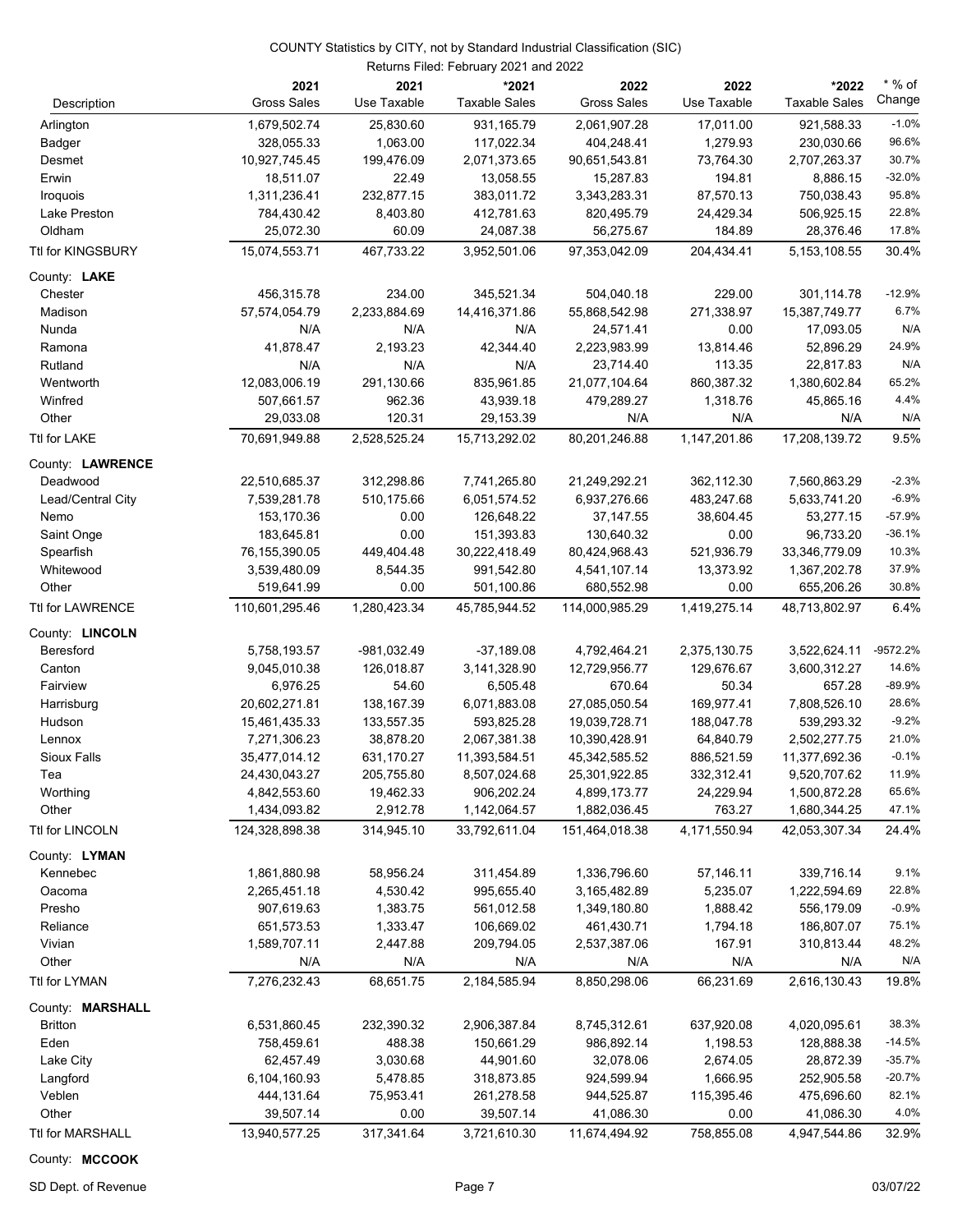COUNTY Statistics by CITY, not by Standard Industrial Classification (SIC)

Returns Filed: February 2021 and 2022

| Description | 2021 Gross Sales | 2021 Use Taxable | *2021 Taxable Sales | 2022 Gross Sales | 2022 Use Taxable | *2022 Taxable Sales | * % of Change |
|---|---|---|---|---|---|---|---|
| Arlington | 1,679,502.74 | 25,830.60 | 931,165.79 | 2,061,907.28 | 17,011.00 | 921,588.33 | -1.0% |
| Badger | 328,055.33 | 1,063.00 | 117,022.34 | 404,248.41 | 1,279.93 | 230,030.66 | 96.6% |
| Desmet | 10,927,745.45 | 199,476.09 | 2,071,373.65 | 90,651,543.81 | 73,764.30 | 2,707,263.37 | 30.7% |
| Erwin | 18,511.07 | 22.49 | 13,058.55 | 15,287.83 | 194.81 | 8,886.15 | -32.0% |
| Iroquois | 1,311,236.41 | 232,877.15 | 383,011.72 | 3,343,283.31 | 87,570.13 | 750,038.43 | 95.8% |
| Lake Preston | 784,430.42 | 8,403.80 | 412,781.63 | 820,495.79 | 24,429.34 | 506,925.15 | 22.8% |
| Oldham | 25,072.30 | 60.09 | 24,087.38 | 56,275.67 | 184.89 | 28,376.46 | 17.8% |
| Ttl for KINGSBURY | 15,074,553.71 | 467,733.22 | 3,952,501.06 | 97,353,042.09 | 204,434.41 | 5,153,108.55 | 30.4% |
| County: **LAKE** | | | | | | | |
| Chester | 456,315.78 | 234.00 | 345,521.34 | 504,040.18 | 229.00 | 301,114.78 | -12.9% |
| Madison | 57,574,054.79 | 2,233,884.69 | 14,416,371.86 | 55,868,542.98 | 271,338.97 | 15,387,749.77 | 6.7% |
| Nunda | N/A | N/A | N/A | 24,571.41 | 0.00 | 17,093.05 | N/A |
| Ramona | 41,878.47 | 2,193.23 | 42,344.40 | 2,223,983.99 | 13,814.46 | 52,896.29 | 24.9% |
| Rutland | N/A | N/A | N/A | 23,714.40 | 113.35 | 22,817.83 | N/A |
| Wentworth | 12,083,006.19 | 291,130.66 | 835,961.85 | 21,077,104.64 | 860,387.32 | 1,380,602.84 | 65.2% |
| Winfred | 507,661.57 | 962.36 | 43,939.18 | 479,289.27 | 1,318.76 | 45,865.16 | 4.4% |
| Other | 29,033.08 | 120.31 | 29,153.39 | N/A | N/A | N/A | N/A |
| Ttl for LAKE | 70,691,949.88 | 2,528,525.24 | 15,713,292.02 | 80,201,246.88 | 1,147,201.86 | 17,208,139.72 | 9.5% |
| County: **LAWRENCE** | | | | | | | |
| Deadwood | 22,510,685.37 | 312,298.86 | 7,741,265.80 | 21,249,292.21 | 362,112.30 | 7,560,863.29 | -2.3% |
| Lead/Central City | 7,539,281.78 | 510,175.66 | 6,051,574.52 | 6,937,276.66 | 483,247.68 | 5,633,741.20 | -6.9% |
| Nemo | 153,170.36 | 0.00 | 126,648.22 | 37,147.55 | 38,604.45 | 53,277.15 | -57.9% |
| Saint Onge | 183,645.81 | 0.00 | 151,393.83 | 130,640.32 | 0.00 | 96,733.20 | -36.1% |
| Spearfish | 76,155,390.05 | 449,404.48 | 30,222,418.49 | 80,424,968.43 | 521,936.79 | 33,346,779.09 | 10.3% |
| Whitewood | 3,539,480.09 | 8,544.35 | 991,542.80 | 4,541,107.14 | 13,373.92 | 1,367,202.78 | 37.9% |
| Other | 519,641.99 | 0.00 | 501,100.86 | 680,552.98 | 0.00 | 655,206.26 | 30.8% |
| Ttl for LAWRENCE | 110,601,295.46 | 1,280,423.34 | 45,785,944.52 | 114,000,985.29 | 1,419,275.14 | 48,713,802.97 | 6.4% |
| County: **LINCOLN** | | | | | | | |
| Beresford | 5,758,193.57 | -981,032.49 | -37,189.08 | 4,792,464.21 | 2,375,130.75 | 3,522,624.11 | -9572.2% |
| Canton | 9,045,010.38 | 126,018.87 | 3,141,328.90 | 12,729,956.77 | 129,676.67 | 3,600,312.27 | 14.6% |
| Fairview | 6,976.25 | 54.60 | 6,505.48 | 670.64 | 50.34 | 657.28 | -89.9% |
| Harrisburg | 20,602,271.81 | 138,167.39 | 6,071,883.08 | 27,085,050.54 | 169,977.41 | 7,808,526.10 | 28.6% |
| Hudson | 15,461,435.33 | 133,557.35 | 593,825.28 | 19,039,728.71 | 188,047.78 | 539,293.32 | -9.2% |
| Lennox | 7,271,306.23 | 38,878.20 | 2,067,381.38 | 10,390,428.91 | 64,840.79 | 2,502,277.75 | 21.0% |
| Sioux Falls | 35,477,014.12 | 631,170.27 | 11,393,584.51 | 45,342,585.52 | 886,521.59 | 11,377,692.36 | -0.1% |
| Tea | 24,430,043.27 | 205,755.80 | 8,507,024.68 | 25,301,922.85 | 332,312.41 | 9,520,707.62 | 11.9% |
| Worthing | 4,842,553.60 | 19,462.33 | 906,202.24 | 4,899,173.77 | 24,229.94 | 1,500,872.28 | 65.6% |
| Other | 1,434,093.82 | 2,912.78 | 1,142,064.57 | 1,882,036.45 | 763.27 | 1,680,344.25 | 47.1% |
| Ttl for LINCOLN | 124,328,898.38 | 314,945.10 | 33,792,611.04 | 151,464,018.38 | 4,171,550.94 | 42,053,307.34 | 24.4% |
| County: **LYMAN** | | | | | | | |
| Kennebec | 1,861,880.98 | 58,956.24 | 311,454.89 | 1,336,796.60 | 57,146.11 | 339,716.14 | 9.1% |
| Oacoma | 2,265,451.18 | 4,530.42 | 995,655.40 | 3,165,482.89 | 5,235.07 | 1,222,594.69 | 22.8% |
| Presho | 907,619.63 | 1,383.75 | 561,012.58 | 1,349,180.80 | 1,888.42 | 556,179.09 | -0.9% |
| Reliance | 651,573.53 | 1,333.47 | 106,669.02 | 461,430.71 | 1,794.18 | 186,807.07 | 75.1% |
| Vivian | 1,589,707.11 | 2,447.88 | 209,794.05 | 2,537,387.06 | 167.91 | 310,813.44 | 48.2% |
| Other | N/A | N/A | N/A | N/A | N/A | N/A | N/A |
| Ttl for LYMAN | 7,276,232.43 | 68,651.75 | 2,184,585.94 | 8,850,298.06 | 66,231.69 | 2,616,130.43 | 19.8% |
| County: **MARSHALL** | | | | | | | |
| Britton | 6,531,860.45 | 232,390.32 | 2,906,387.84 | 8,745,312.61 | 637,920.08 | 4,020,095.61 | 38.3% |
| Eden | 758,459.61 | 488.38 | 150,661.29 | 986,892.14 | 1,198.53 | 128,888.38 | -14.5% |
| Lake City | 62,457.49 | 3,030.68 | 44,901.60 | 32,078.06 | 2,674.05 | 28,872.39 | -35.7% |
| Langford | 6,104,160.93 | 5,478.85 | 318,873.85 | 924,599.94 | 1,666.95 | 252,905.58 | -20.7% |
| Veblen | 444,131.64 | 75,953.41 | 261,278.58 | 944,525.87 | 115,395.46 | 475,696.60 | 82.1% |
| Other | 39,507.14 | 0.00 | 39,507.14 | 41,086.30 | 0.00 | 41,086.30 | 4.0% |
| Ttl for MARSHALL | 13,940,577.25 | 317,341.64 | 3,721,610.30 | 11,674,494.92 | 758,855.08 | 4,947,544.86 | 32.9% |
| County: **MCCOOK** | | | | | | | |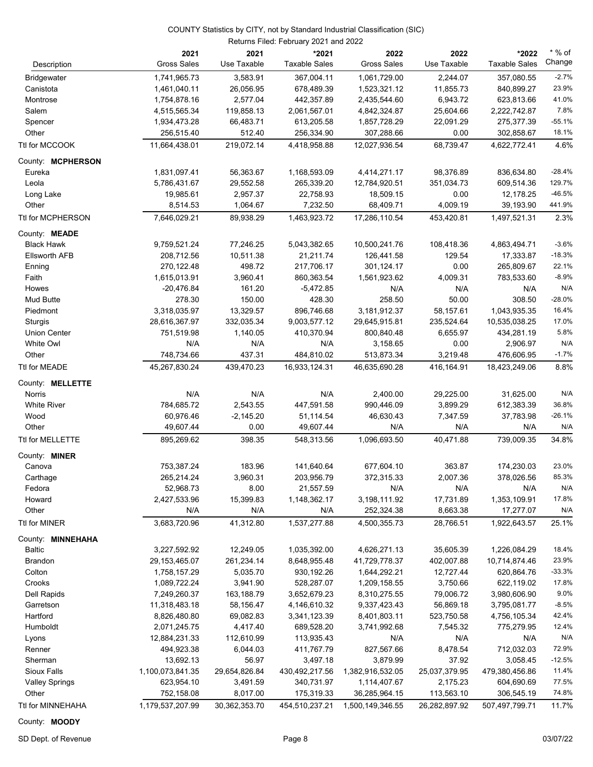COUNTY Statistics by CITY, not by Standard Industrial Classification (SIC)

Returns Filed: February 2021 and 2022

| Description | 2021 Gross Sales | 2021 Use Taxable | *2021 Taxable Sales | 2022 Gross Sales | 2022 Use Taxable | *2022 Taxable Sales | * % of Change |
|---|---|---|---|---|---|---|---|
| Bridgewater | 1,741,965.73 | 3,583.91 | 367,004.11 | 1,061,729.00 | 2,244.07 | 357,080.55 | -2.7% |
| Canistota | 1,461,040.11 | 26,056.95 | 678,489.39 | 1,523,321.12 | 11,855.73 | 840,899.27 | 23.9% |
| Montrose | 1,754,878.16 | 2,577.04 | 442,357.89 | 2,435,544.60 | 6,943.72 | 623,813.66 | 41.0% |
| Salem | 4,515,565.34 | 119,858.13 | 2,061,567.01 | 4,842,324.87 | 25,604.66 | 2,222,742.87 | 7.8% |
| Spencer | 1,934,473.28 | 66,483.71 | 613,205.58 | 1,857,728.29 | 22,091.29 | 275,377.39 | -55.1% |
| Other | 256,515.40 | 512.40 | 256,334.90 | 307,288.66 | 0.00 | 302,858.67 | 18.1% |
| Ttl for MCCOOK | 11,664,438.01 | 219,072.14 | 4,418,958.88 | 12,027,936.54 | 68,739.47 | 4,622,772.41 | 4.6% |
| County: **MCPHERSON** | | | | | | | |
| Eureka | 1,831,097.41 | 56,363.67 | 1,168,593.09 | 4,414,271.17 | 98,376.89 | 836,634.80 | -28.4% |
| Leola | 5,786,431.67 | 29,552.58 | 265,339.20 | 12,784,920.51 | 351,034.73 | 609,514.36 | 129.7% |
| Long Lake | 19,985.61 | 2,957.37 | 22,758.93 | 18,509.15 | 0.00 | 12,178.25 | -46.5% |
| Other | 8,514.53 | 1,064.67 | 7,232.50 | 68,409.71 | 4,009.19 | 39,193.90 | 441.9% |
| Ttl for MCPHERSON | 7,646,029.21 | 89,938.29 | 1,463,923.72 | 17,286,110.54 | 453,420.81 | 1,497,521.31 | 2.3% |
| County: **MEADE** | | | | | | | |
| Black Hawk | 9,759,521.24 | 77,246.25 | 5,043,382.65 | 10,500,241.76 | 108,418.36 | 4,863,494.71 | -3.6% |
| Ellsworth AFB | 208,712.56 | 10,511.38 | 21,211.74 | 126,441.58 | 129.54 | 17,333.87 | -18.3% |
| Enning | 270,122.48 | 498.72 | 217,706.17 | 301,124.17 | 0.00 | 265,809.67 | 22.1% |
| Faith | 1,615,013.91 | 3,960.41 | 860,363.54 | 1,561,923.62 | 4,009.31 | 783,533.60 | -8.9% |
| Howes | -20,476.84 | 161.20 | -5,472.85 | N/A | N/A | N/A | N/A |
| Mud Butte | 278.30 | 150.00 | 428.30 | 258.50 | 50.00 | 308.50 | -28.0% |
| Piedmont | 3,318,035.97 | 13,329.57 | 896,746.68 | 3,181,912.37 | 58,157.61 | 1,043,935.35 | 16.4% |
| Sturgis | 28,616,367.97 | 332,035.34 | 9,003,577.12 | 29,645,915.81 | 235,524.64 | 10,535,038.25 | 17.0% |
| Union Center | 751,519.98 | 1,140.05 | 410,370.94 | 800,840.48 | 6,655.97 | 434,281.19 | 5.8% |
| White Owl | N/A | N/A | N/A | 3,158.65 | 0.00 | 2,906.97 | N/A |
| Other | 748,734.66 | 437.31 | 484,810.02 | 513,873.34 | 3,219.48 | 476,606.95 | -1.7% |
| Ttl for MEADE | 45,267,830.24 | 439,470.23 | 16,933,124.31 | 46,635,690.28 | 416,164.91 | 18,423,249.06 | 8.8% |
| County: **MELLETTE** | | | | | | | |
| Norris | N/A | N/A | N/A | 2,400.00 | 29,225.00 | 31,625.00 | N/A |
| White River | 784,685.72 | 2,543.55 | 447,591.58 | 990,446.09 | 3,899.29 | 612,383.39 | 36.8% |
| Wood | 60,976.46 | -2,145.20 | 51,114.54 | 46,630.43 | 7,347.59 | 37,783.98 | -26.1% |
| Other | 49,607.44 | 0.00 | 49,607.44 | N/A | N/A | N/A | N/A |
| Ttl for MELLETTE | 895,269.62 | 398.35 | 548,313.56 | 1,096,693.50 | 40,471.88 | 739,009.35 | 34.8% |
| County: **MINER** | | | | | | | |
| Canova | 753,387.24 | 183.96 | 141,640.64 | 677,604.10 | 363.87 | 174,230.03 | 23.0% |
| Carthage | 265,214.24 | 3,960.31 | 203,956.79 | 372,315.33 | 2,007.36 | 378,026.56 | 85.3% |
| Fedora | 52,968.73 | 8.00 | 21,557.59 | N/A | N/A | N/A | N/A |
| Howard | 2,427,533.96 | 15,399.83 | 1,148,362.17 | 3,198,111.92 | 17,731.89 | 1,353,109.91 | 17.8% |
| Other | N/A | N/A | N/A | 252,324.38 | 8,663.38 | 17,277.07 | N/A |
| Ttl for MINER | 3,683,720.96 | 41,312.80 | 1,537,277.88 | 4,500,355.73 | 28,766.51 | 1,922,643.57 | 25.1% |
| County: **MINNEHAHA** | | | | | | | |
| Baltic | 3,227,592.92 | 12,249.05 | 1,035,392.00 | 4,626,271.13 | 35,605.39 | 1,226,084.29 | 18.4% |
| Brandon | 29,153,465.07 | 261,234.14 | 8,648,955.48 | 41,729,778.37 | 402,007.88 | 10,714,874.46 | 23.9% |
| Colton | 1,758,157.29 | 5,035.70 | 930,192.26 | 1,644,292.21 | 12,727.44 | 620,864.76 | -33.3% |
| Crooks | 1,089,722.24 | 3,941.90 | 528,287.07 | 1,209,158.55 | 3,750.66 | 622,119.02 | 17.8% |
| Dell Rapids | 7,249,260.37 | 163,188.79 | 3,652,679.23 | 8,310,275.55 | 79,006.72 | 3,980,606.90 | 9.0% |
| Garretson | 11,318,483.18 | 58,156.47 | 4,146,610.32 | 9,337,423.43 | 56,869.18 | 3,795,081.77 | -8.5% |
| Hartford | 8,826,480.80 | 69,082.83 | 3,341,123.39 | 8,401,803.11 | 523,750.58 | 4,756,105.34 | 42.4% |
| Humboldt | 2,071,245.75 | 4,417.40 | 689,528.20 | 3,741,992.68 | 7,545.32 | 775,279.95 | 12.4% |
| Lyons | 12,884,231.33 | 112,610.99 | 113,935.43 | N/A | N/A | N/A | N/A |
| Renner | 494,923.38 | 6,044.03 | 411,767.79 | 827,567.66 | 8,478.54 | 712,032.03 | 72.9% |
| Sherman | 13,692.13 | 56.97 | 3,497.18 | 3,879.99 | 37.92 | 3,058.45 | -12.5% |
| Sioux Falls | 1,100,073,841.35 | 29,654,826.84 | 430,492,217.56 | 1,382,916,532.05 | 25,037,379.95 | 479,380,456.86 | 11.4% |
| Valley Springs | 623,954.10 | 3,491.59 | 340,731.97 | 1,114,407.67 | 2,175.23 | 604,690.69 | 77.5% |
| Other | 752,158.08 | 8,017.00 | 175,319.33 | 36,285,964.15 | 113,563.10 | 306,545.19 | 74.8% |
| Ttl for MINNEHAHA | 1,179,537,207.99 | 30,362,353.70 | 454,510,237.21 | 1,500,149,346.55 | 26,282,897.92 | 507,497,799.71 | 11.7% |
| County: **MOODY** | | | | | | | |

SD Dept. of Revenue 03/07/22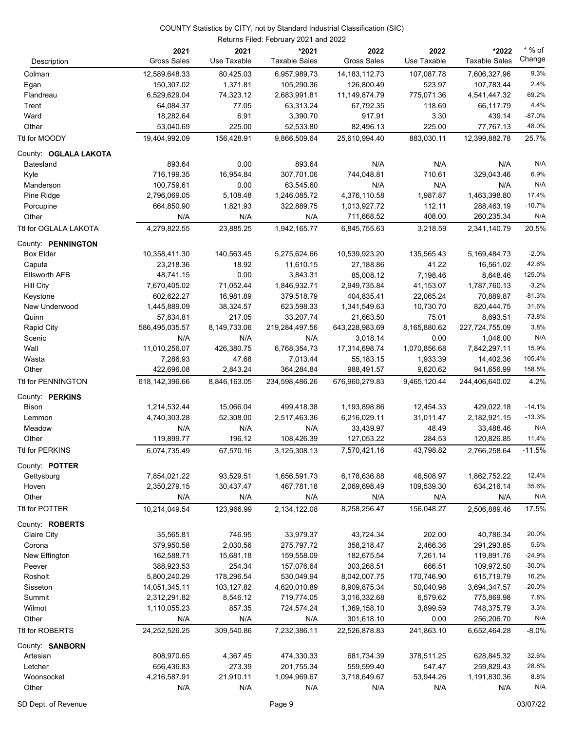COUNTY Statistics by CITY, not by Standard Industrial Classification (SIC)

Returns Filed: February 2021 and 2022

| Description | 2021 Gross Sales | 2021 Use Taxable | *2021 Taxable Sales | 2022 Gross Sales | 2022 Use Taxable | *2022 Taxable Sales | * % of Change |
|---|---|---|---|---|---|---|---|
| Colman | 12,589,648.33 | 80,425.03 | 6,957,989.73 | 14,183,112.73 | 107,087.78 | 7,606,327.96 | 9.3% |
| Egan | 150,307.02 | 1,371.81 | 105,290.36 | 126,800.49 | 523.97 | 107,783.44 | 2.4% |
| Flandreau | 6,529,629.04 | 74,323.12 | 2,683,991.81 | 11,149,874.79 | 775,071.36 | 4,541,447.32 | 69.2% |
| Trent | 64,084.37 | 77.05 | 63,313.24 | 67,792.35 | 118.69 | 66,117.79 | 4.4% |
| Ward | 18,282.64 | 6.91 | 3,390.70 | 917.91 | 3.30 | 439.14 | -87.0% |
| Other | 53,040.69 | 225.00 | 52,533.80 | 82,496.13 | 225.00 | 77,767.13 | 48.0% |
| Ttl for MOODY | 19,404,992.09 | 156,428.91 | 9,866,509.64 | 25,610,994.40 | 883,030.11 | 12,399,882.78 | 25.7% |
| County: **OGLALA LAKOTA** | | | | | | | |
| Batesland | 893.64 | 0.00 | 893.64 | N/A | N/A | N/A | N/A |
| Kyle | 716,199.35 | 16,954.84 | 307,701.06 | 744,048.81 | 710.61 | 329,043.46 | 6.9% |
| Manderson | 100,759.61 | 0.00 | 63,545.60 | N/A | N/A | N/A | N/A |
| Pine Ridge | 2,796,069.05 | 5,108.48 | 1,246,085.72 | 4,376,110.58 | 1,987.87 | 1,463,398.80 | 17.4% |
| Porcupine | 664,850.90 | 1,821.93 | 322,889.75 | 1,013,927.72 | 112.11 | 288,463.19 | -10.7% |
| Other | N/A | N/A | N/A | 711,668.52 | 408.00 | 260,235.34 | N/A |
| Ttl for OGLALA LAKOTA | 4,279,822.55 | 23,885.25 | 1,942,165.77 | 6,845,755.63 | 3,218.59 | 2,341,140.79 | 20.5% |
| County: **PENNINGTON** | | | | | | | |
| Box Elder | 10,358,411.30 | 140,563.45 | 5,275,624.66 | 10,539,923.20 | 135,565.43 | 5,169,484.73 | -2.0% |
| Caputa | 23,218.36 | 18.92 | 11,610.15 | 27,188.86 | 41.22 | 16,561.02 | 42.6% |
| Ellsworth AFB | 48,741.15 | 0.00 | 3,843.31 | 85,008.12 | 7,198.46 | 8,648.46 | 125.0% |
| Hill City | 7,670,405.02 | 71,052.44 | 1,846,932.71 | 2,949,735.84 | 41,153.07 | 1,787,760.13 | -3.2% |
| Keystone | 602,622.27 | 16,981.89 | 379,518.79 | 404,835.41 | 22,065.24 | 70,889.87 | -81.3% |
| New Underwood | 1,445,889.09 | 38,324.57 | 623,598.33 | 1,341,549.63 | 10,730.70 | 820,444.75 | 31.6% |
| Quinn | 57,834.81 | 217.05 | 33,207.74 | 21,663.50 | 75.01 | 8,693.51 | -73.8% |
| Rapid City | 586,495,035.57 | 8,149,733.06 | 219,284,497.56 | 643,228,983.69 | 8,165,880.62 | 227,724,755.09 | 3.8% |
| Scenic | N/A | N/A | N/A | 3,018.14 | 0.00 | 1,046.00 | N/A |
| Wall | 11,010,256.07 | 426,380.75 | 6,768,354.73 | 17,314,698.74 | 1,070,856.68 | 7,842,297.11 | 15.9% |
| Wasta | 7,286.93 | 47.68 | 7,013.44 | 55,183.15 | 1,933.39 | 14,402.36 | 105.4% |
| Other | 422,696.08 | 2,843.24 | 364,284.84 | 988,491.57 | 9,620.62 | 941,656.99 | 158.5% |
| Ttl for PENNINGTON | 618,142,396.66 | 8,846,163.05 | 234,598,486.26 | 676,960,279.83 | 9,465,120.44 | 244,406,640.02 | 4.2% |
| County: **PERKINS** | | | | | | | |
| Bison | 1,214,532.44 | 15,066.04 | 499,418.38 | 1,193,898.86 | 12,454.33 | 429,022.18 | -14.1% |
| Lemmon | 4,740,303.28 | 52,308.00 | 2,517,463.36 | 6,216,029.11 | 31,011.47 | 2,182,921.15 | -13.3% |
| Meadow | N/A | N/A | N/A | 33,439.97 | 48.49 | 33,488.46 | N/A |
| Other | 119,899.77 | 196.12 | 108,426.39 | 127,053.22 | 284.53 | 120,826.85 | 11.4% |
| Ttl for PERKINS | 6,074,735.49 | 67,570.16 | 3,125,308.13 | 7,570,421.16 | 43,798.82 | 2,766,258.64 | -11.5% |
| County: **POTTER** | | | | | | | |
| Gettysburg | 7,854,021.22 | 93,529.51 | 1,656,591.73 | 6,178,636.88 | 46,508.97 | 1,862,752.22 | 12.4% |
| Hoven | 2,350,279.15 | 30,437.47 | 467,781.18 | 2,069,698.49 | 109,539.30 | 634,216.14 | 35.6% |
| Other | N/A | N/A | N/A | N/A | N/A | N/A | N/A |
| Ttl for POTTER | 10,214,049.54 | 123,966.99 | 2,134,122.08 | 8,258,256.47 | 156,048.27 | 2,506,889.46 | 17.5% |
| County: **ROBERTS** | | | | | | | |
| Claire City | 35,565.81 | 746.95 | 33,979.37 | 43,724.34 | 202.00 | 40,786.34 | 20.0% |
| Corona | 379,950.58 | 2,030.56 | 275,797.72 | 358,218.47 | 2,466.36 | 291,293.85 | 5.6% |
| New Effington | 162,588.71 | 15,681.18 | 159,558.09 | 182,675.54 | 7,261.14 | 119,891.76 | -24.9% |
| Peever | 388,923.53 | 254.34 | 157,076.64 | 303,268.51 | 666.51 | 109,972.50 | -30.0% |
| Rosholt | 5,800,240.29 | 178,296.54 | 530,049.94 | 8,042,007.75 | 170,746.90 | 615,719.79 | 16.2% |
| Sisseton | 14,051,345.11 | 103,127.82 | 4,620,010.89 | 8,909,875.34 | 50,040.98 | 3,694,347.57 | -20.0% |
| Summit | 2,312,291.82 | 8,546.12 | 719,774.05 | 3,016,332.68 | 6,579.62 | 775,869.98 | 7.8% |
| Wilmot | 1,110,055.23 | 857.35 | 724,574.24 | 1,369,158.10 | 3,899.59 | 748,375.79 | 3.3% |
| Other | N/A | N/A | N/A | 301,618.10 | 0.00 | 256,206.70 | N/A |
| Ttl for ROBERTS | 24,252,526.25 | 309,540.86 | 7,232,386.11 | 22,526,878.83 | 241,863.10 | 6,652,464.28 | -8.0% |
| County: **SANBORN** | | | | | | | |
| Artesian | 808,970.65 | 4,367.45 | 474,330.33 | 681,734.39 | 378,511.25 | 628,845.32 | 32.6% |
| Letcher | 656,436.83 | 273.39 | 201,755.34 | 559,599.40 | 547.47 | 259,829.43 | 28.8% |
| Woonsocket | 4,216,587.91 | 21,910.11 | 1,094,969.67 | 3,718,649.67 | 53,944.26 | 1,191,830.36 | 8.8% |
| Other | N/A | N/A | N/A | N/A | N/A | N/A | N/A |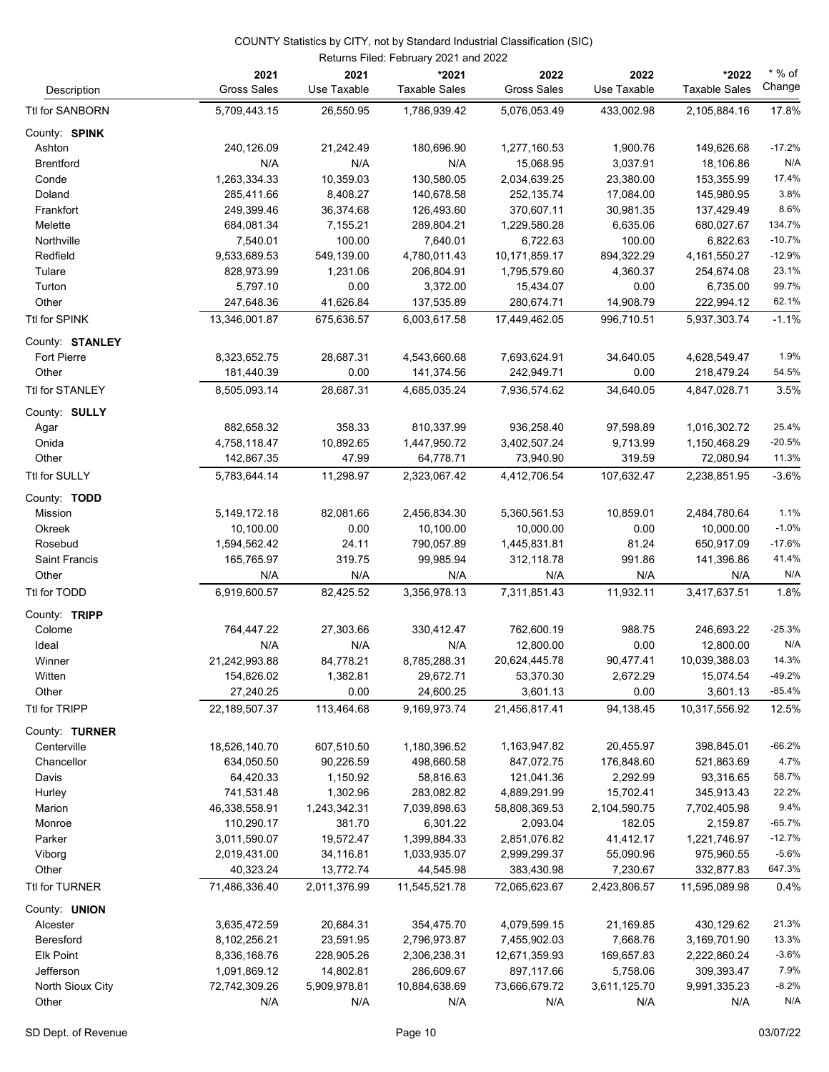COUNTY Statistics by CITY, not by Standard Industrial Classification (SIC)

Returns Filed: February 2021 and 2022

| Description | 2021 Gross Sales | 2021 Use Taxable | *2021 Taxable Sales | 2022 Gross Sales | 2022 Use Taxable | *2022 Taxable Sales | * % of Change |
|---|---|---|---|---|---|---|---|
| Ttl for SANBORN | 5,709,443.15 | 26,550.95 | 1,786,939.42 | 5,076,053.49 | 433,002.98 | 2,105,884.16 | 17.8% |
| **County: SPINK** | | | | | | | |
| Ashton | 240,126.09 | 21,242.49 | 180,696.90 | 1,277,160.53 | 1,900.76 | 149,626.68 | -17.2% |
| Brentford | N/A | N/A | N/A | 15,068.95 | 3,037.91 | 18,106.86 | N/A |
| Conde | 1,263,334.33 | 10,359.03 | 130,580.05 | 2,034,639.25 | 23,380.00 | 153,355.99 | 17.4% |
| Doland | 285,411.66 | 8,408.27 | 140,678.58 | 252,135.74 | 17,084.00 | 145,980.95 | 3.8% |
| Frankfort | 249,399.46 | 36,374.68 | 126,493.60 | 370,607.11 | 30,981.35 | 137,429.49 | 8.6% |
| Melette | 684,081.34 | 7,155.21 | 289,804.21 | 1,229,580.28 | 6,635.06 | 680,027.67 | 134.7% |
| Northville | 7,540.01 | 100.00 | 7,640.01 | 6,722.63 | 100.00 | 6,822.63 | -10.7% |
| Redfield | 9,533,689.53 | 549,139.00 | 4,780,011.43 | 10,171,859.17 | 894,322.29 | 4,161,550.27 | -12.9% |
| Tulare | 828,973.99 | 1,231.06 | 206,804.91 | 1,795,579.60 | 4,360.37 | 254,674.08 | 23.1% |
| Turton | 5,797.10 | 0.00 | 3,372.00 | 15,434.07 | 0.00 | 6,735.00 | 99.7% |
| Other | 247,648.36 | 41,626.84 | 137,535.89 | 280,674.71 | 14,908.79 | 222,994.12 | 62.1% |
| Ttl for SPINK | 13,346,001.87 | 675,636.57 | 6,003,617.58 | 17,449,462.05 | 996,710.51 | 5,937,303.74 | -1.1% |
| **County: STANLEY** | | | | | | | |
| Fort Pierre | 8,323,652.75 | 28,687.31 | 4,543,660.68 | 7,693,624.91 | 34,640.05 | 4,628,549.47 | 1.9% |
| Other | 181,440.39 | 0.00 | 141,374.56 | 242,949.71 | 0.00 | 218,479.24 | 54.5% |
| Ttl for STANLEY | 8,505,093.14 | 28,687.31 | 4,685,035.24 | 7,936,574.62 | 34,640.05 | 4,847,028.71 | 3.5% |
| **County: SULLY** | | | | | | | |
| Agar | 882,658.32 | 358.33 | 810,337.99 | 936,258.40 | 97,598.89 | 1,016,302.72 | 25.4% |
| Onida | 4,758,118.47 | 10,892.65 | 1,447,950.72 | 3,402,507.24 | 9,713.99 | 1,150,468.29 | -20.5% |
| Other | 142,867.35 | 47.99 | 64,778.71 | 73,940.90 | 319.59 | 72,080.94 | 11.3% |
| Ttl for SULLY | 5,783,644.14 | 11,298.97 | 2,323,067.42 | 4,412,706.54 | 107,632.47 | 2,238,851.95 | -3.6% |
| **County: TODD** | | | | | | | |
| Mission | 5,149,172.18 | 82,081.66 | 2,456,834.30 | 5,360,561.53 | 10,859.01 | 2,484,780.64 | 1.1% |
| Okreek | 10,100.00 | 0.00 | 10,100.00 | 10,000.00 | 0.00 | 10,000.00 | -1.0% |
| Rosebud | 1,594,562.42 | 24.11 | 790,057.89 | 1,445,831.81 | 81.24 | 650,917.09 | -17.6% |
| Saint Francis | 165,765.97 | 319.75 | 99,985.94 | 312,118.78 | 991.86 | 141,396.86 | 41.4% |
| Other | N/A | N/A | N/A | N/A | N/A | N/A | N/A |
| Ttl for TODD | 6,919,600.57 | 82,425.52 | 3,356,978.13 | 7,311,851.43 | 11,932.11 | 3,417,637.51 | 1.8% |
| **County: TRIPP** | | | | | | | |
| Colome | 764,447.22 | 27,303.66 | 330,412.47 | 762,600.19 | 988.75 | 246,693.22 | -25.3% |
| Ideal | N/A | N/A | N/A | 12,800.00 | 0.00 | 12,800.00 | N/A |
| Winner | 21,242,993.88 | 84,778.21 | 8,785,288.31 | 20,624,445.78 | 90,477.41 | 10,039,388.03 | 14.3% |
| Witten | 154,826.02 | 1,382.81 | 29,672.71 | 53,370.30 | 2,672.29 | 15,074.54 | -49.2% |
| Other | 27,240.25 | 0.00 | 24,600.25 | 3,601.13 | 0.00 | 3,601.13 | -85.4% |
| Ttl for TRIPP | 22,189,507.37 | 113,464.68 | 9,169,973.74 | 21,456,817.41 | 94,138.45 | 10,317,556.92 | 12.5% |
| **County: TURNER** | | | | | | | |
| Centerville | 18,526,140.70 | 607,510.50 | 1,180,396.52 | 1,163,947.82 | 20,455.97 | 398,845.01 | -66.2% |
| Chancellor | 634,050.50 | 90,226.59 | 498,660.58 | 847,072.75 | 176,848.60 | 521,863.69 | 4.7% |
| Davis | 64,420.33 | 1,150.92 | 58,816.63 | 121,041.36 | 2,292.99 | 93,316.65 | 58.7% |
| Hurley | 741,531.48 | 1,302.96 | 283,082.82 | 4,889,291.99 | 15,702.41 | 345,913.43 | 22.2% |
| Marion | 46,338,558.91 | 1,243,342.31 | 7,039,898.63 | 58,808,369.53 | 2,104,590.75 | 7,702,405.98 | 9.4% |
| Monroe | 110,290.17 | 381.70 | 6,301.22 | 2,093.04 | 182.05 | 2,159.87 | -65.7% |
| Parker | 3,011,590.07 | 19,572.47 | 1,399,884.33 | 2,851,076.82 | 41,412.17 | 1,221,746.97 | -12.7% |
| Viborg | 2,019,431.00 | 34,116.81 | 1,033,935.07 | 2,999,299.37 | 55,090.96 | 975,960.55 | -5.6% |
| Other | 40,323.24 | 13,772.74 | 44,545.98 | 383,430.98 | 7,230.67 | 332,877.83 | 647.3% |
| Ttl for TURNER | 71,486,336.40 | 2,011,376.99 | 11,545,521.78 | 72,065,623.67 | 2,423,806.57 | 11,595,089.98 | 0.4% |
| **County: UNION** | | | | | | | |
| Alcester | 3,635,472.59 | 20,684.31 | 354,475.70 | 4,079,599.15 | 21,169.85 | 430,129.62 | 21.3% |
| Beresford | 8,102,256.21 | 23,591.95 | 2,796,973.87 | 7,455,902.03 | 7,668.76 | 3,169,701.90 | 13.3% |
| Elk Point | 8,336,168.76 | 228,905.26 | 2,306,238.31 | 12,671,359.93 | 169,657.83 | 2,222,860.24 | -3.6% |
| Jefferson | 1,091,869.12 | 14,802.81 | 286,609.67 | 897,117.66 | 5,758.06 | 309,393.47 | 7.9% |
| North Sioux City | 72,742,309.26 | 5,909,978.81 | 10,884,638.69 | 73,666,679.72 | 3,611,125.70 | 9,991,335.23 | -8.2% |
| Other | N/A | N/A | N/A | N/A | N/A | N/A | N/A |

SD Dept. of Revenue 03/07/22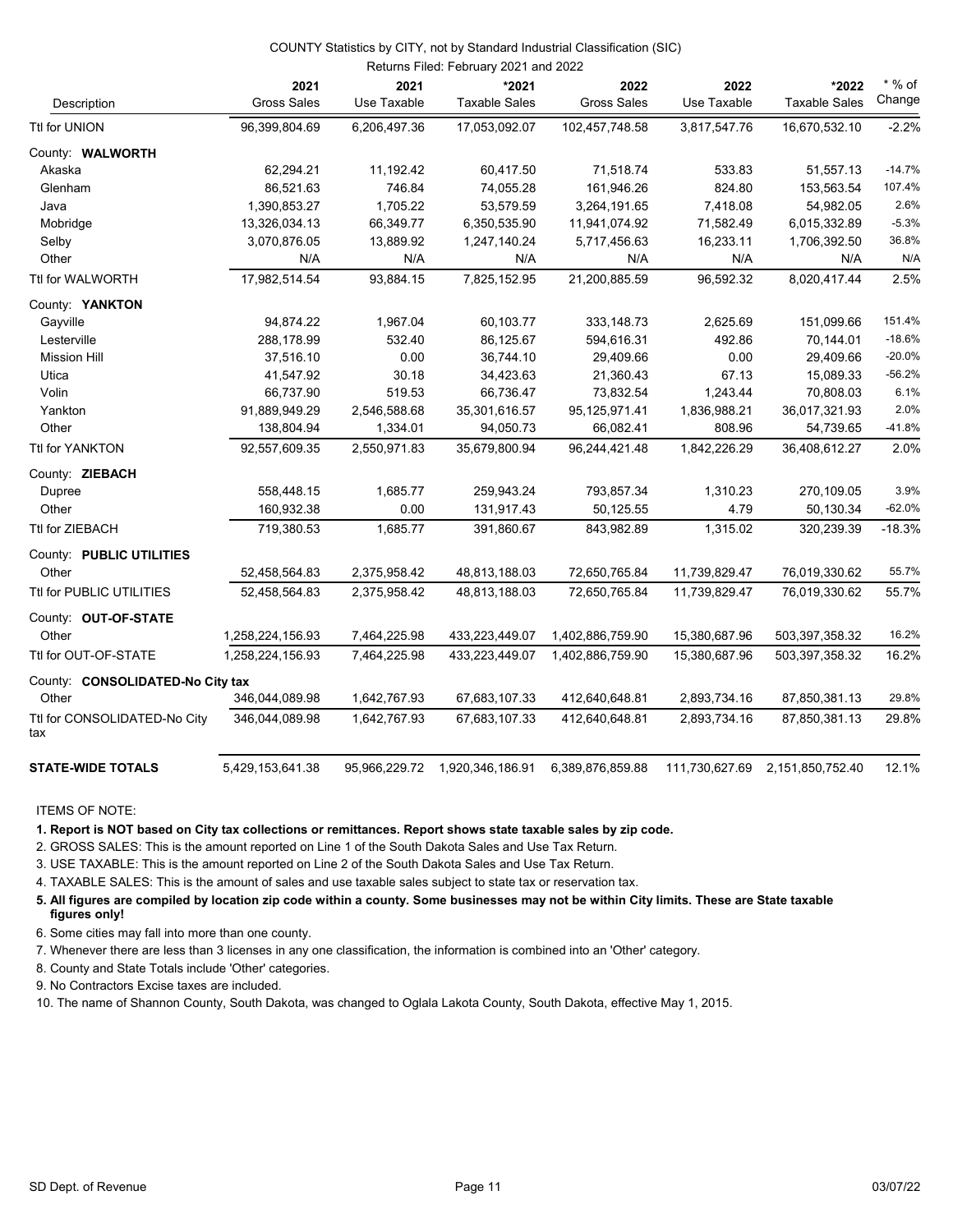COUNTY Statistics by CITY, not by Standard Industrial Classification (SIC)

Returns Filed: February 2021 and 2022

| Description | 2021 Gross Sales | 2021 Use Taxable | *2021 Taxable Sales | 2022 Gross Sales | 2022 Use Taxable | *2022 Taxable Sales | * % of Change |
|---|---|---|---|---|---|---|---|
| Ttl for UNION | 96,399,804.69 | 6,206,497.36 | 17,053,092.07 | 102,457,748.58 | 3,817,547.76 | 16,670,532.10 | -2.2% |
| County: **WALWORTH** | | | | | | | |
| Akaska | 62,294.21 | 11,192.42 | 60,417.50 | 71,518.74 | 533.83 | 51,557.13 | -14.7% |
| Glenham | 86,521.63 | 746.84 | 74,055.28 | 161,946.26 | 824.80 | 153,563.54 | 107.4% |
| Java | 1,390,853.27 | 1,705.22 | 53,579.59 | 3,264,191.65 | 7,418.08 | 54,982.05 | 2.6% |
| Mobridge | 13,326,034.13 | 66,349.77 | 6,350,535.90 | 11,941,074.92 | 71,582.49 | 6,015,332.89 | -5.3% |
| Selby | 3,070,876.05 | 13,889.92 | 1,247,140.24 | 5,717,456.63 | 16,233.11 | 1,706,392.50 | 36.8% |
| Other | N/A | N/A | N/A | N/A | N/A | N/A | N/A |
| Ttl for WALWORTH | 17,982,514.54 | 93,884.15 | 7,825,152.95 | 21,200,885.59 | 96,592.32 | 8,020,417.44 | 2.5% |
| County: **YANKTON** | | | | | | | |
| Gayville | 94,874.22 | 1,967.04 | 60,103.77 | 333,148.73 | 2,625.69 | 151,099.66 | 151.4% |
| Lesterville | 288,178.99 | 532.40 | 86,125.67 | 594,616.31 | 492.86 | 70,144.01 | -18.6% |
| Mission Hill | 37,516.10 | 0.00 | 36,744.10 | 29,409.66 | 0.00 | 29,409.66 | -20.0% |
| Utica | 41,547.92 | 30.18 | 34,423.63 | 21,360.43 | 67.13 | 15,089.33 | -56.2% |
| Volin | 66,737.90 | 519.53 | 66,736.47 | 73,832.54 | 1,243.44 | 70,808.03 | 6.1% |
| Yankton | 91,889,949.29 | 2,546,588.68 | 35,301,616.57 | 95,125,971.41 | 1,836,988.21 | 36,017,321.93 | 2.0% |
| Other | 138,804.94 | 1,334.01 | 94,050.73 | 66,082.41 | 808.96 | 54,739.65 | -41.8% |
| Ttl for YANKTON | 92,557,609.35 | 2,550,971.83 | 35,679,800.94 | 96,244,421.48 | 1,842,226.29 | 36,408,612.27 | 2.0% |
| County: **ZIEBACH** | | | | | | | |
| Dupree | 558,448.15 | 1,685.77 | 259,943.24 | 793,857.34 | 1,310.23 | 270,109.05 | 3.9% |
| Other | 160,932.38 | 0.00 | 131,917.43 | 50,125.55 | 4.79 | 50,130.34 | -62.0% |
| Ttl for ZIEBACH | 719,380.53 | 1,685.77 | 391,860.67 | 843,982.89 | 1,315.02 | 320,239.39 | -18.3% |
| County: **PUBLIC UTILITIES** | | | | | | | |
| Other | 52,458,564.83 | 2,375,958.42 | 48,813,188.03 | 72,650,765.84 | 11,739,829.47 | 76,019,330.62 | 55.7% |
| Ttl for PUBLIC UTILITIES | 52,458,564.83 | 2,375,958.42 | 48,813,188.03 | 72,650,765.84 | 11,739,829.47 | 76,019,330.62 | 55.7% |
| County: **OUT-OF-STATE** | | | | | | | |
| Other | 1,258,224,156.93 | 7,464,225.98 | 433,223,449.07 | 1,402,886,759.90 | 15,380,687.96 | 503,397,358.32 | 16.2% |
| Ttl for OUT-OF-STATE | 1,258,224,156.93 | 7,464,225.98 | 433,223,449.07 | 1,402,886,759.90 | 15,380,687.96 | 503,397,358.32 | 16.2% |
| County: **CONSOLIDATED-No City tax** | | | | | | | |
| Other | 346,044,089.98 | 1,642,767.93 | 67,683,107.33 | 412,640,648.81 | 2,893,734.16 | 87,850,381.13 | 29.8% |
| Ttl for CONSOLIDATED-No City tax | 346,044,089.98 | 1,642,767.93 | 67,683,107.33 | 412,640,648.81 | 2,893,734.16 | 87,850,381.13 | 29.8% |
| **STATE-WIDE TOTALS** | 5,429,153,641.38 | 95,966,229.72 | 1,920,346,186.91 | 6,389,876,859.88 | 111,730,627.69 | 2,151,850,752.40 | 12.1% |

ITEMS OF NOTE:

1. **Report is NOT based on City tax collections or remittances. Report shows state taxable sales by zip code.**
2. GROSS SALES: This is the amount reported on Line 1 of the South Dakota Sales and Use Tax Return.
3. USE TAXABLE: This is the amount reported on Line 2 of the South Dakota Sales and Use Tax Return.
4. TAXABLE SALES: This is the amount of sales and use taxable sales subject to state tax or reservation tax.
5. **All figures are compiled by location zip code within a county. Some businesses may not be within City limits. These are State taxable figures only!**
6. Some cities may fall into more than one county.
7. Whenever there are less than 3 licenses in any one classification, the information is combined into an 'Other' category.
8. County and State Totals include 'Other' categories.
9. No Contractors Excise taxes are included.
10. The name of Shannon County, South Dakota, was changed to Oglala Lakota County, South Dakota, effective May 1, 2015.